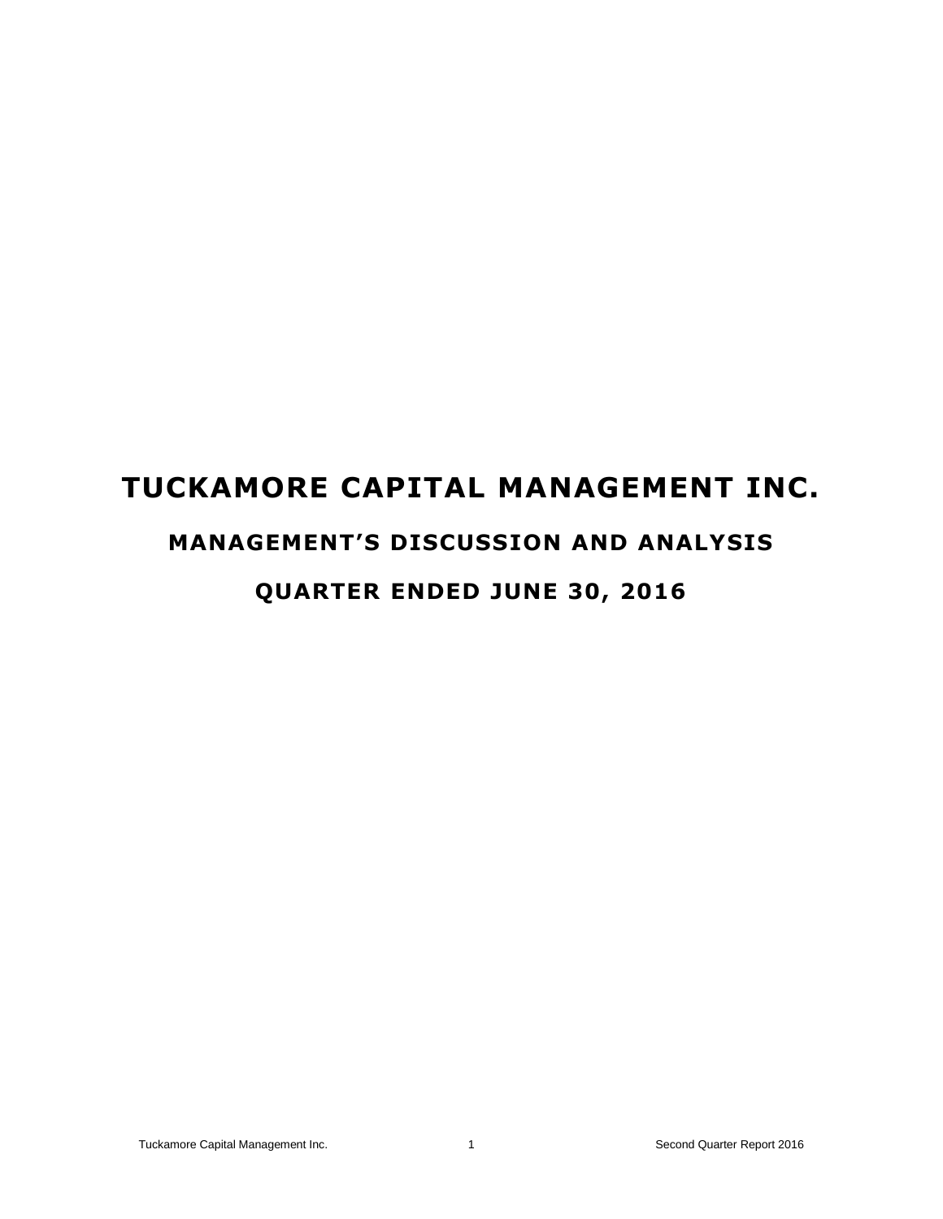# TUCKAMORE CAPITAL MANAGEMENT INC.

## MANAGEMENT'S DISCUSSION AND ANALYSIS

## QUARTER ENDED JUNE 30, 2016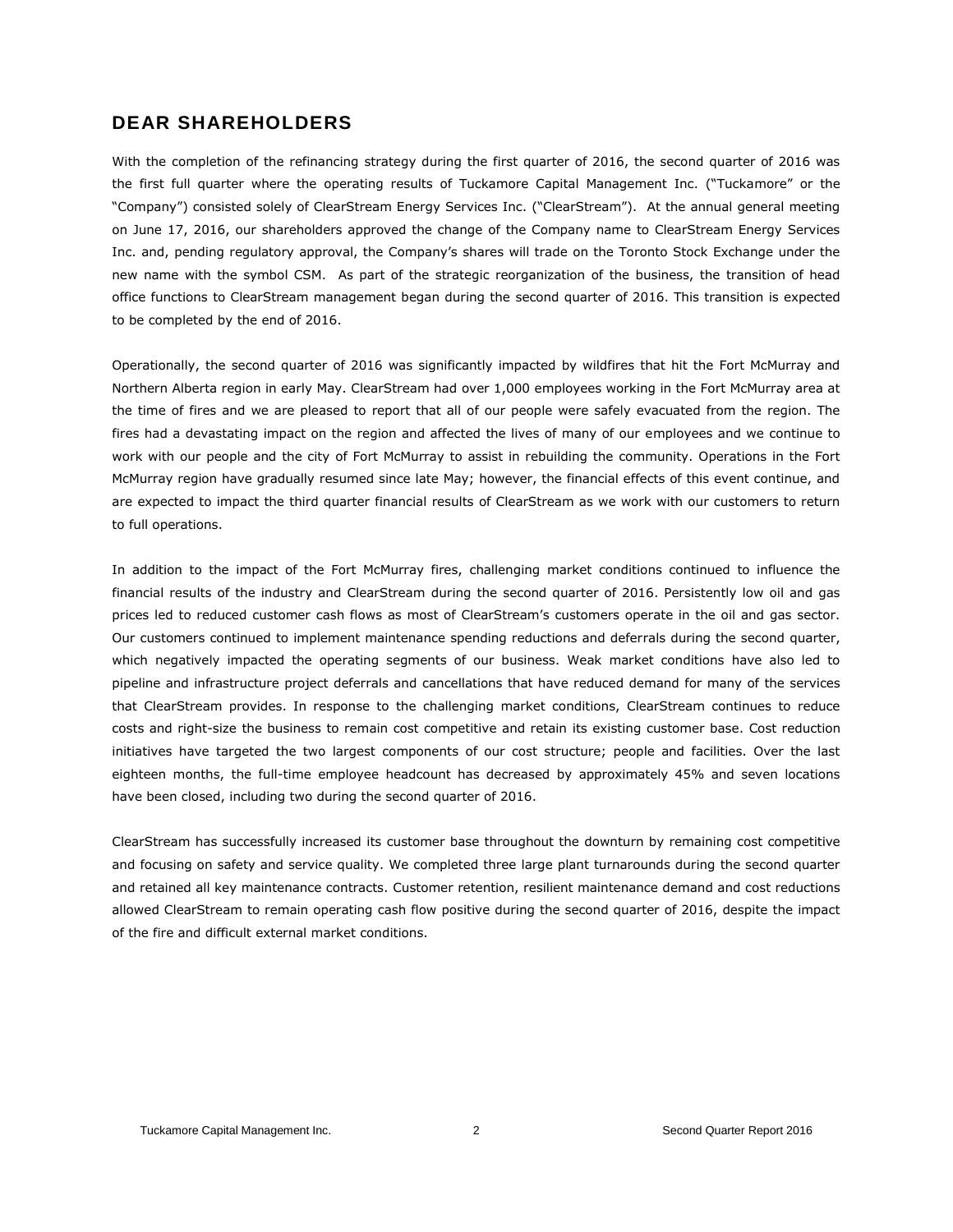## DEAR SHAREHOLDERS

With the completion of the refinancing strategy during the first quarter of 2016, the second quarter of 2016 was the first full quarter where the operating results of Tuckamore Capital Management Inc. ("Tuckamore" or the "Company") consisted solely of ClearStream Energy Services Inc. ("ClearStream"). At the annual general meeting on June 17, 2016, our shareholders approved the change of the Company name to ClearStream Energy Services Inc. and, pending regulatory approval, the Company's shares will trade on the Toronto Stock Exchange under the new name with the symbol CSM. As part of the strategic reorganization of the business, the transition of head office functions to ClearStream management began during the second quarter of 2016. This transition is expected to be completed by the end of 2016.

Operationally, the second quarter of 2016 was significantly impacted by wildfires that hit the Fort McMurray and Northern Alberta region in early May. ClearStream had over 1,000 employees working in the Fort McMurray area at the time of fires and we are pleased to report that all of our people were safely evacuated from the region. The fires had a devastating impact on the region and affected the lives of many of our employees and we continue to work with our people and the city of Fort McMurray to assist in rebuilding the community. Operations in the Fort McMurray region have gradually resumed since late May; however, the financial effects of this event continue, and are expected to impact the third quarter financial results of ClearStream as we work with our customers to return to full operations.

In addition to the impact of the Fort McMurray fires, challenging market conditions continued to influence the financial results of the industry and ClearStream during the second quarter of 2016. Persistently low oil and gas prices led to reduced customer cash flows as most of ClearStream's customers operate in the oil and gas sector. Our customers continued to implement maintenance spending reductions and deferrals during the second quarter, which negatively impacted the operating segments of our business. Weak market conditions have also led to pipeline and infrastructure project deferrals and cancellations that have reduced demand for many of the services that ClearStream provides. In response to the challenging market conditions, ClearStream continues to reduce costs and right-size the business to remain cost competitive and retain its existing customer base. Cost reduction initiatives have targeted the two largest components of our cost structure; people and facilities. Over the last eighteen months, the full-time employee headcount has decreased by approximately 45% and seven locations have been closed, including two during the second quarter of 2016.

ClearStream has successfully increased its customer base throughout the downturn by remaining cost competitive and focusing on safety and service quality. We completed three large plant turnarounds during the second quarter and retained all key maintenance contracts. Customer retention, resilient maintenance demand and cost reductions allowed ClearStream to remain operating cash flow positive during the second quarter of 2016, despite the impact of the fire and difficult external market conditions.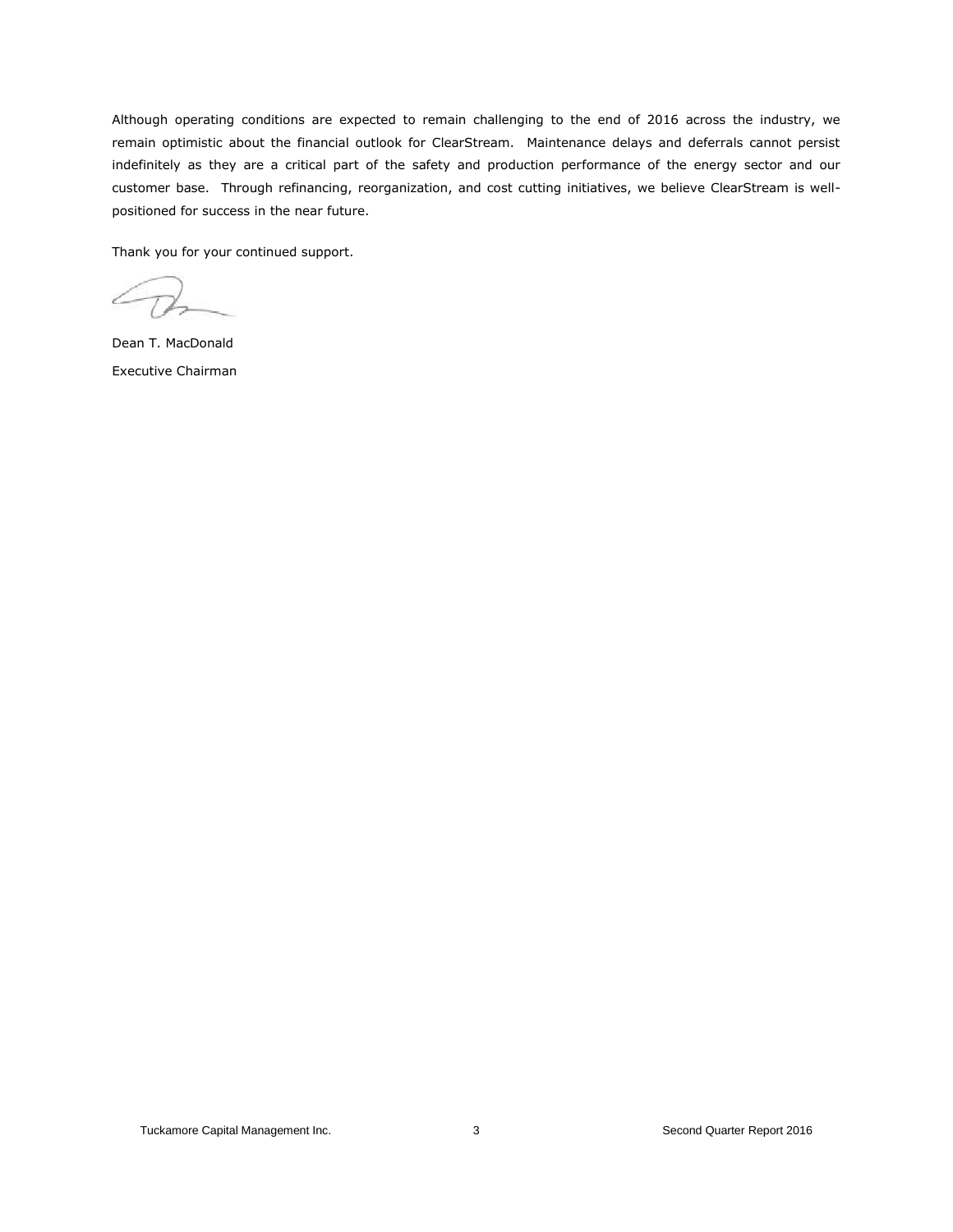Although operating conditions are expected to remain challenging to the end of 2016 across the industry, we remain optimistic about the financial outlook for ClearStream. Maintenance delays and deferrals cannot persist indefinitely as they are a critical part of the safety and production performance of the energy sector and our customer base. Through refinancing, reorganization, and cost cutting initiatives, we believe ClearStream is well-positioned for success in the near future.

Thank you for your continued support.

Dean T. MacDonald

Executive Chairman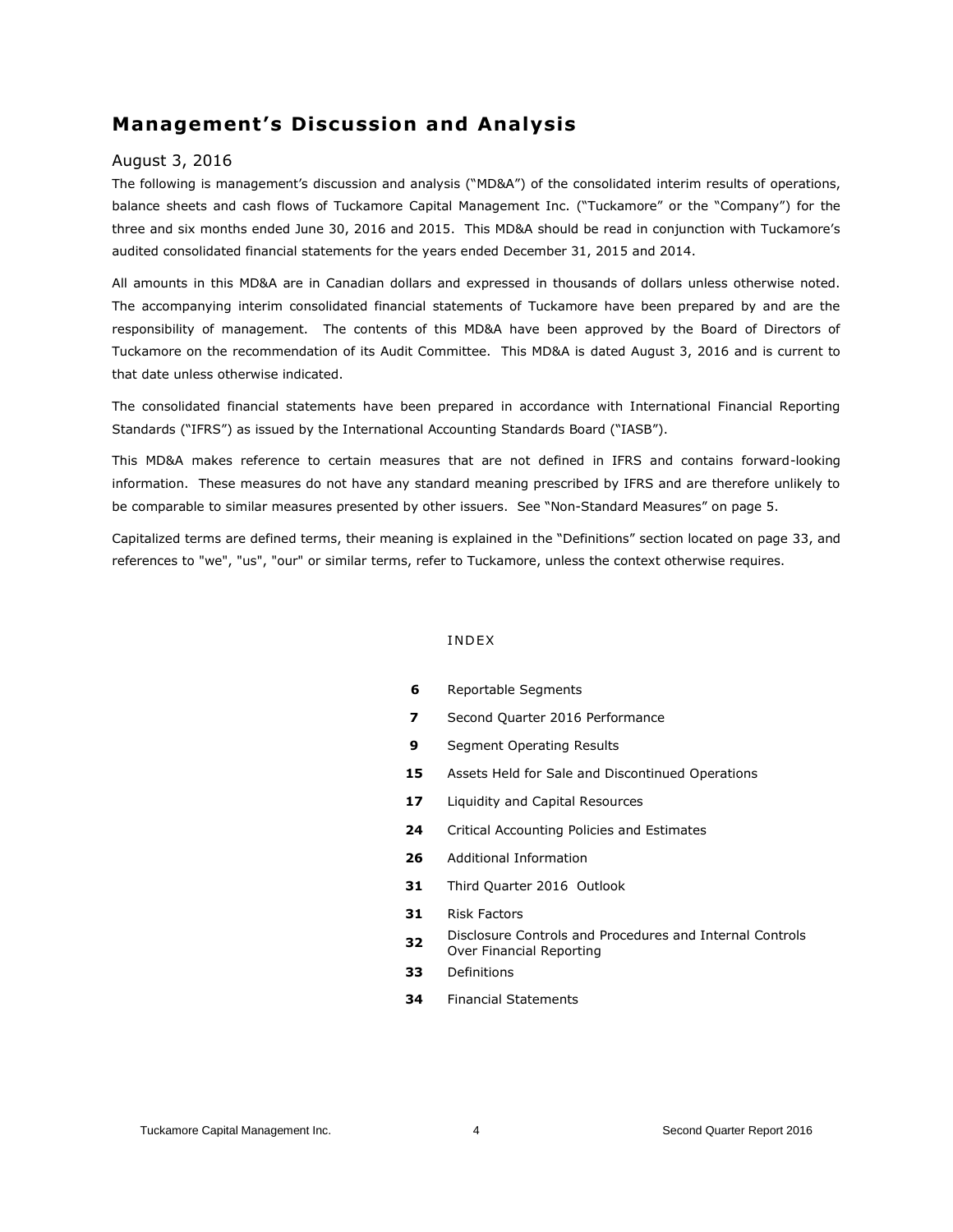# Management's Discussion and Analysis

August 3, 2016

The following is management's discussion and analysis ("MD&A") of the consolidated interim results of operations, balance sheets and cash flows of Tuckamore Capital Management Inc. ("Tuckamore" or the "Company") for the three and six months ended June 30, 2016 and 2015. This MD&A should be read in conjunction with Tuckamore's audited consolidated financial statements for the years ended December 31, 2015 and 2014.

All amounts in this MD&A are in Canadian dollars and expressed in thousands of dollars unless otherwise noted. The accompanying interim consolidated financial statements of Tuckamore have been prepared by and are the responsibility of management. The contents of this MD&A have been approved by the Board of Directors of Tuckamore on the recommendation of its Audit Committee. This MD&A is dated August 3, 2016 and is current to that date unless otherwise indicated.

The consolidated financial statements have been prepared in accordance with International Financial Reporting Standards ("IFRS") as issued by the International Accounting Standards Board ("IASB").

This MD&A makes reference to certain measures that are not defined in IFRS and contains forward-looking information. These measures do not have any standard meaning prescribed by IFRS and are therefore unlikely to be comparable to similar measures presented by other issuers. See "Non-Standard Measures" on page 5.

Capitalized terms are defined terms, their meaning is explained in the "Definitions" section located on page 33, and references to "we", "us", "our" or similar terms, refer to Tuckamore, unless the context otherwise requires.

INDEX

| | |
|---|---|
| **6** | Reportable Segments |
| **7** | Second Quarter 2016 Performance |
| **9** | Segment Operating Results |
| **15** | Assets Held for Sale and Discontinued Operations |
| **17** | Liquidity and Capital Resources |
| **24** | Critical Accounting Policies and Estimates |
| **26** | Additional Information |
| **31** | Third Quarter 2016 Outlook |
| **31** | Risk Factors |
| **32** | Disclosure Controls and Procedures and Internal Controls Over Financial Reporting |
| **33** | Definitions |
| **34** | Financial Statements |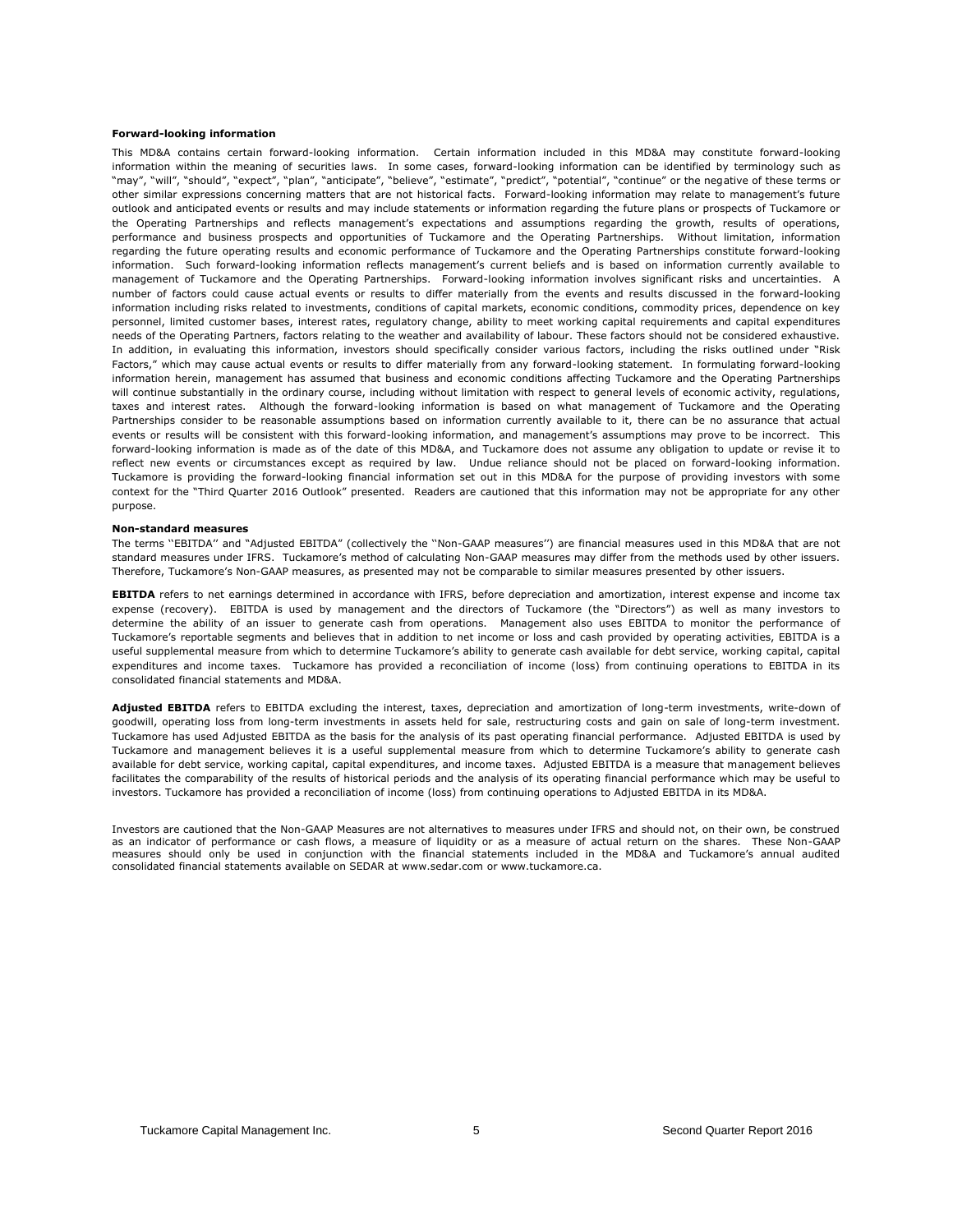**Forward-looking information**

This MD&A contains certain forward-looking information. Certain information included in this MD&A may constitute forward-looking information within the meaning of securities laws. In some cases, forward-looking information can be identified by terminology such as "may", "will", "should", "expect", "plan", "anticipate", "believe", "estimate", "predict", "potential", "continue" or the negative of these terms or other similar expressions concerning matters that are not historical facts. Forward-looking information may relate to management's future outlook and anticipated events or results and may include statements or information regarding the future plans or prospects of Tuckamore or the Operating Partnerships and reflects management's expectations and assumptions regarding the growth, results of operations, performance and business prospects and opportunities of Tuckamore and the Operating Partnerships. Without limitation, information regarding the future operating results and economic performance of Tuckamore and the Operating Partnerships constitute forward-looking information. Such forward-looking information reflects management's current beliefs and is based on information currently available to management of Tuckamore and the Operating Partnerships. Forward-looking information involves significant risks and uncertainties. A number of factors could cause actual events or results to differ materially from the events and results discussed in the forward-looking information including risks related to investments, conditions of capital markets, economic conditions, commodity prices, dependence on key personnel, limited customer bases, interest rates, regulatory change, ability to meet working capital requirements and capital expenditures needs of the Operating Partners, factors relating to the weather and availability of labour. These factors should not be considered exhaustive. In addition, in evaluating this information, investors should specifically consider various factors, including the risks outlined under "Risk Factors," which may cause actual events or results to differ materially from any forward-looking statement. In formulating forward-looking information herein, management has assumed that business and economic conditions affecting Tuckamore and the Operating Partnerships will continue substantially in the ordinary course, including without limitation with respect to general levels of economic activity, regulations, taxes and interest rates. Although the forward-looking information is based on what management of Tuckamore and the Operating Partnerships consider to be reasonable assumptions based on information currently available to it, there can be no assurance that actual events or results will be consistent with this forward-looking information, and management's assumptions may prove to be incorrect. This forward-looking information is made as of the date of this MD&A, and Tuckamore does not assume any obligation to update or revise it to reflect new events or circumstances except as required by law. Undue reliance should not be placed on forward-looking information. Tuckamore is providing the forward-looking financial information set out in this MD&A for the purpose of providing investors with some context for the "Third Quarter 2016 Outlook" presented. Readers are cautioned that this information may not be appropriate for any other purpose.

**Non-standard measures**

The terms ''EBITDA'' and "Adjusted EBITDA" (collectively the ''Non-GAAP measures'') are financial measures used in this MD&A that are not standard measures under IFRS. Tuckamore's method of calculating Non-GAAP measures may differ from the methods used by other issuers. Therefore, Tuckamore's Non-GAAP measures, as presented may not be comparable to similar measures presented by other issuers.

**EBITDA** refers to net earnings determined in accordance with IFRS, before depreciation and amortization, interest expense and income tax expense (recovery). EBITDA is used by management and the directors of Tuckamore (the "Directors") as well as many investors to determine the ability of an issuer to generate cash from operations. Management also uses EBITDA to monitor the performance of Tuckamore's reportable segments and believes that in addition to net income or loss and cash provided by operating activities, EBITDA is a useful supplemental measure from which to determine Tuckamore's ability to generate cash available for debt service, working capital, capital expenditures and income taxes. Tuckamore has provided a reconciliation of income (loss) from continuing operations to EBITDA in its consolidated financial statements and MD&A.

**Adjusted EBITDA** refers to EBITDA excluding the interest, taxes, depreciation and amortization of long-term investments, write-down of goodwill, operating loss from long-term investments in assets held for sale, restructuring costs and gain on sale of long-term investment. Tuckamore has used Adjusted EBITDA as the basis for the analysis of its past operating financial performance. Adjusted EBITDA is used by Tuckamore and management believes it is a useful supplemental measure from which to determine Tuckamore's ability to generate cash available for debt service, working capital, capital expenditures, and income taxes. Adjusted EBITDA is a measure that management believes facilitates the comparability of the results of historical periods and the analysis of its operating financial performance which may be useful to investors. Tuckamore has provided a reconciliation of income (loss) from continuing operations to Adjusted EBITDA in its MD&A.

Investors are cautioned that the Non-GAAP Measures are not alternatives to measures under IFRS and should not, on their own, be construed as an indicator of performance or cash flows, a measure of liquidity or as a measure of actual return on the shares. These Non-GAAP measures should only be used in conjunction with the financial statements included in the MD&A and Tuckamore's annual audited consolidated financial statements available on SEDAR at www.sedar.com or www.tuckamore.ca.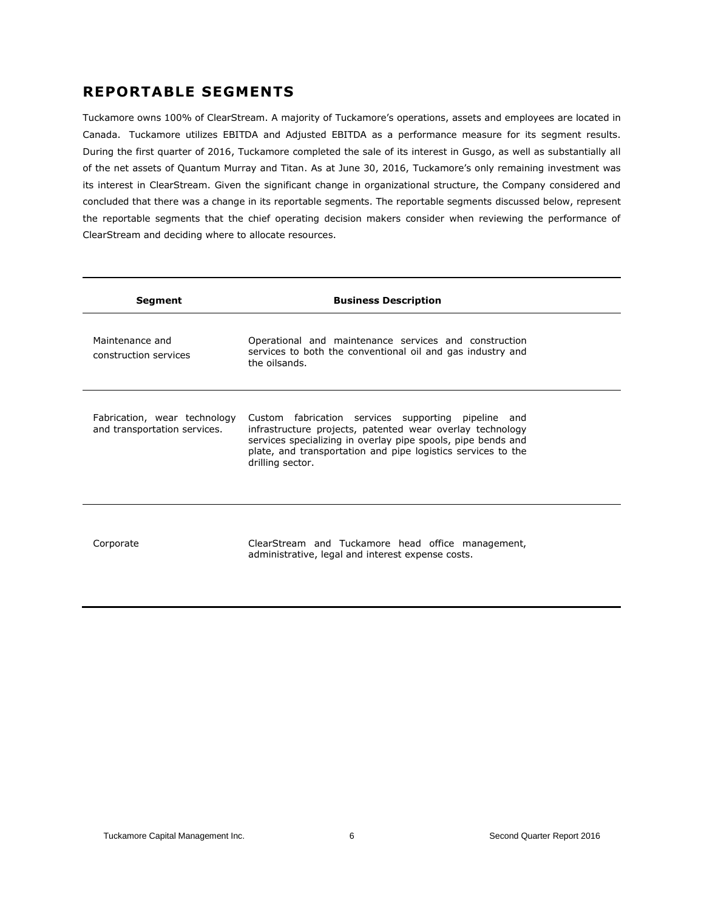## REPORTABLE SEGMENTS

Tuckamore owns 100% of ClearStream. A majority of Tuckamore's operations, assets and employees are located in Canada. Tuckamore utilizes EBITDA and Adjusted EBITDA as a performance measure for its segment results. During the first quarter of 2016, Tuckamore completed the sale of its interest in Gusgo, as well as substantially all of the net assets of Quantum Murray and Titan. As at June 30, 2016, Tuckamore's only remaining investment was its interest in ClearStream. Given the significant change in organizational structure, the Company considered and concluded that there was a change in its reportable segments. The reportable segments discussed below, represent the reportable segments that the chief operating decision makers consider when reviewing the performance of ClearStream and deciding where to allocate resources.

| Segment | Business Description |
|---|---|
| Maintenance and construction services | Operational and maintenance services and construction services to both the conventional oil and gas industry and the oilsands. |
| Fabrication, wear technology and transportation services. | Custom fabrication services supporting pipeline and infrastructure projects, patented wear overlay technology services specializing in overlay pipe spools, pipe bends and plate, and transportation and pipe logistics services to the drilling sector. |
| Corporate | ClearStream and Tuckamore head office management, administrative, legal and interest expense costs. |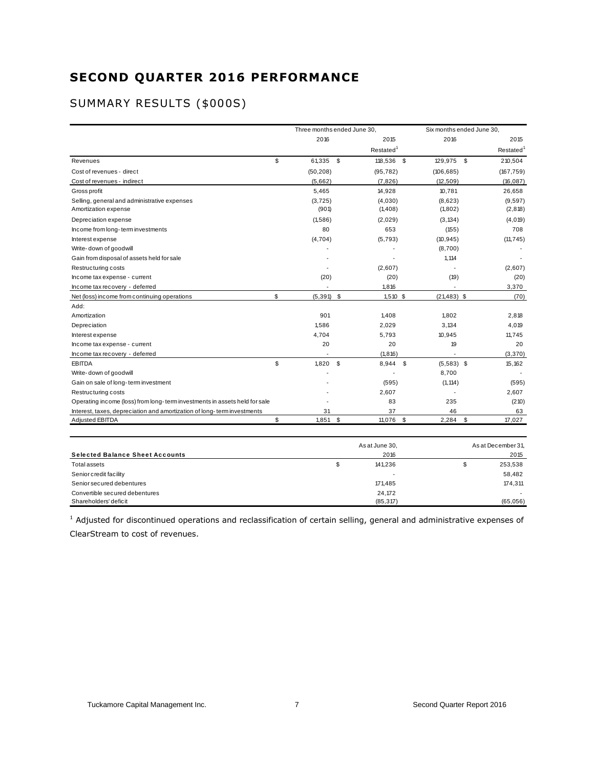# SECOND QUARTER 2016 PERFORMANCE

## SUMMARY RESULTS ($000S)

| | Three months ended June 30, | | Six months ended June 30, | |
|---|---|---|---|---|
| | 2016 | 2015 Restated[1] | 2016 | 2015 Restated[1] |
| Revenues | $ 61,335 | $ 118,536 | $ 129,975 | $ 210,504 |
| Cost of revenues - direct | (50,208) | (95,782) | (106,685) | (167,759) |
| Cost of revenues - indirect | (5,662) | (7,826) | (12,509) | (16,087) |
| Gross profit | 5,465 | 14,928 | 10,781 | 26,658 |
| Selling, general and administrative expenses | (3,725) | (4,030) | (8,623) | (9,597) |
| Amortization expense | (901) | (1,408) | (1,802) | (2,818) |
| Depreciation expense | (1,586) | (2,029) | (3,134) | (4,019) |
| Income from long-term investments | 80 | 653 | (155) | 708 |
| Interest expense | (4,704) | (5,793) | (10,945) | (11,745) |
| Write-down of goodwill | - | - | (8,700) | - |
| Gain from disposal of assets held for sale | - | - | 1,114 | - |
| Restructuring costs | - | (2,607) | - | (2,607) |
| Income tax expense - current | (20) | (20) | (19) | (20) |
| Income tax recovery - deferred | - | 1,816 | - | 3,370 |
| Net (loss) income from continuing operations | $ (5,391) | $ 1,510 | $ (21,483) | $ (70) |
| Add: | | | | |
| Amortization | 901 | 1,408 | 1,802 | 2,818 |
| Depreciation | 1,586 | 2,029 | 3,134 | 4,019 |
| Interest expense | 4,704 | 5,793 | 10,945 | 11,745 |
| Income tax expense - current | 20 | 20 | 19 | 20 |
| Income tax recovery - deferred | - | (1,816) | - | (3,370) |
| EBITDA | $ 1,820 | $ 8,944 | $ (5,583) | $ 15,162 |
| Write-down of goodwill | - | - | 8,700 | - |
| Gain on sale of long-term investment | - | (595) | (1,114) | (595) |
| Restructuring costs | - | 2,607 | - | 2,607 |
| Operating income (loss) from long-term investments in assets held for sale | - | 83 | 235 | (210) |
| Interest, taxes, depreciation and amortization of long-term investments | 31 | 37 | 46 | 63 |
| Adjusted EBITDA | $ 1,851 | $ 11,076 | $ 2,284 | $ 17,027 |

| Selected Balance Sheet Accounts | As at June 30, 2016 | As at December 31, 2015 |
|---|---|---|
| Total assets | $ 141,236 | $ 253,538 |
| Senior credit facility | - | 58,482 |
| Senior secured debentures | 171,485 | 174,311 |
| Convertible secured debentures | 24,172 | - |
| Shareholders' deficit | (85,317) | (65,056) |

[1] Adjusted for discontinued operations and reclassification of certain selling, general and administrative expenses of ClearStream to cost of revenues.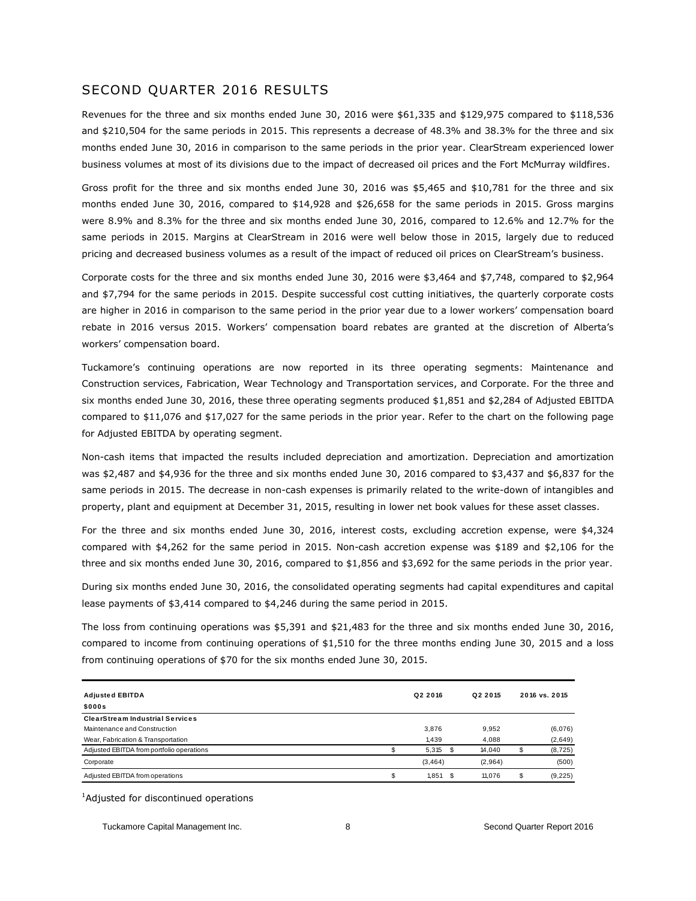## SECOND QUARTER 2016 RESULTS

Revenues for the three and six months ended June 30, 2016 were $61,335 and $129,975 compared to $118,536 and $210,504 for the same periods in 2015. This represents a decrease of 48.3% and 38.3% for the three and six months ended June 30, 2016 in comparison to the same periods in the prior year. ClearStream experienced lower business volumes at most of its divisions due to the impact of decreased oil prices and the Fort McMurray wildfires.

Gross profit for the three and six months ended June 30, 2016 was $5,465 and $10,781 for the three and six months ended June 30, 2016, compared to $14,928 and $26,658 for the same periods in 2015. Gross margins were 8.9% and 8.3% for the three and six months ended June 30, 2016, compared to 12.6% and 12.7% for the same periods in 2015. Margins at ClearStream in 2016 were well below those in 2015, largely due to reduced pricing and decreased business volumes as a result of the impact of reduced oil prices on ClearStream's business.

Corporate costs for the three and six months ended June 30, 2016 were $3,464 and $7,748, compared to $2,964 and $7,794 for the same periods in 2015. Despite successful cost cutting initiatives, the quarterly corporate costs are higher in 2016 in comparison to the same period in the prior year due to a lower workers' compensation board rebate in 2016 versus 2015. Workers' compensation board rebates are granted at the discretion of Alberta's workers' compensation board.

Tuckamore's continuing operations are now reported in its three operating segments: Maintenance and Construction services, Fabrication, Wear Technology and Transportation services, and Corporate. For the three and six months ended June 30, 2016, these three operating segments produced $1,851 and $2,284 of Adjusted EBITDA compared to $11,076 and $17,027 for the same periods in the prior year. Refer to the chart on the following page for Adjusted EBITDA by operating segment.

Non-cash items that impacted the results included depreciation and amortization. Depreciation and amortization was $2,487 and $4,936 for the three and six months ended June 30, 2016 compared to $3,437 and $6,837 for the same periods in 2015. The decrease in non-cash expenses is primarily related to the write-down of intangibles and property, plant and equipment at December 31, 2015, resulting in lower net book values for these asset classes.

For the three and six months ended June 30, 2016, interest costs, excluding accretion expense, were $4,324 compared with $4,262 for the same period in 2015. Non-cash accretion expense was $189 and $2,106 for the three and six months ended June 30, 2016, compared to $1,856 and $3,692 for the same periods in the prior year.

During six months ended June 30, 2016, the consolidated operating segments had capital expenditures and capital lease payments of $3,414 compared to $4,246 during the same period in 2015.

The loss from continuing operations was $5,391 and $21,483 for the three and six months ended June 30, 2016, compared to income from continuing operations of $1,510 for the three months ending June 30, 2015 and a loss from continuing operations of $70 for the six months ended June 30, 2015.

| **Adjusted EBITDA** **$000s** | Q2 2016 | Q2 2015 | 2016 vs. 2015 |
|---|---|---|---|
| **ClearStream Industrial Services** | | | |
| Maintenance and Construction | 3,876 | 9,952 | (6,076) |
| Wear, Fabrication & Transportation | 1,439 | 4,088 | (2,649) |
| Adjusted EBITDA from portfolio operations | $ 5,315 | $ 14,040 | $ (8,725) |
| Corporate | (3,464) | (2,964) | (500) |
| Adjusted EBITDA from operations | $ 1,851 | $ 11,076 | $ (9,225) |

[1]Adjusted for discontinued operations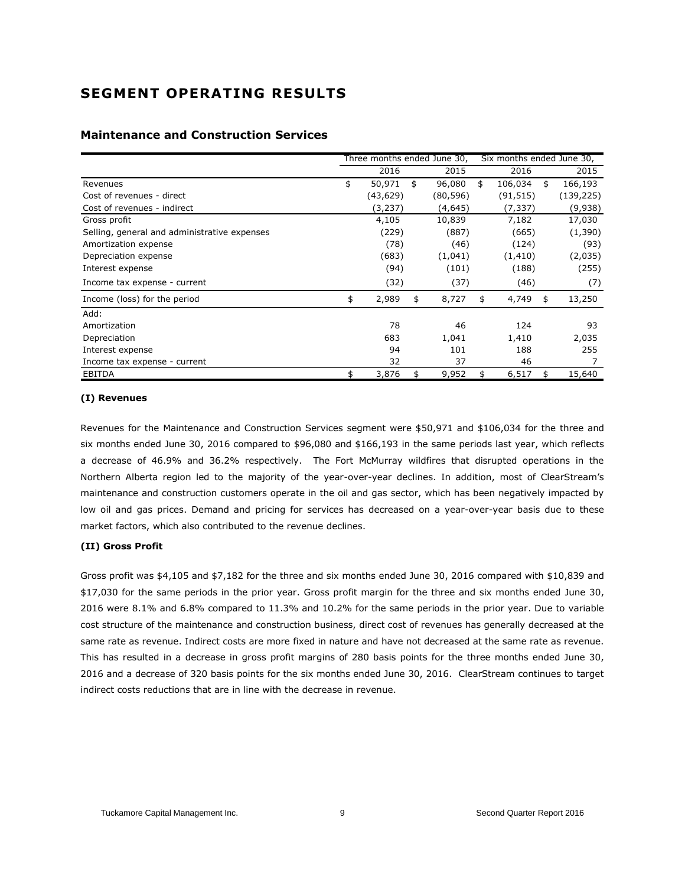# SEGMENT OPERATING RESULTS

## Maintenance and Construction Services

| | Three months ended June 30, | | Six months ended June 30, | |
|---|---|---|---|---|
| | 2016 | 2015 | 2016 | 2015 |
| Revenues | $ 50,971 | $ 96,080 | $ 106,034 | $ 166,193 |
| Cost of revenues - direct | (43,629) | (80,596) | (91,515) | (139,225) |
| Cost of revenues - indirect | (3,237) | (4,645) | (7,337) | (9,938) |
| Gross profit | 4,105 | 10,839 | 7,182 | 17,030 |
| Selling, general and administrative expenses | (229) | (887) | (665) | (1,390) |
| Amortization expense | (78) | (46) | (124) | (93) |
| Depreciation expense | (683) | (1,041) | (1,410) | (2,035) |
| Interest expense | (94) | (101) | (188) | (255) |
| Income tax expense - current | (32) | (37) | (46) | (7) |
| Income (loss) for the period | $ 2,989 | $ 8,727 | $ 4,749 | $ 13,250 |
| Add: | | | | |
| Amortization | 78 | 46 | 124 | 93 |
| Depreciation | 683 | 1,041 | 1,410 | 2,035 |
| Interest expense | 94 | 101 | 188 | 255 |
| Income tax expense - current | 32 | 37 | 46 | 7 |
| EBITDA | $ 3,876 | $ 9,952 | $ 6,517 | $ 15,640 |

**(I) Revenues**

Revenues for the Maintenance and Construction Services segment were $50,971 and $106,034 for the three and six months ended June 30, 2016 compared to $96,080 and $166,193 in the same periods last year, which reflects a decrease of 46.9% and 36.2% respectively. The Fort McMurray wildfires that disrupted operations in the Northern Alberta region led to the majority of the year-over-year declines. In addition, most of ClearStream's maintenance and construction customers operate in the oil and gas sector, which has been negatively impacted by low oil and gas prices. Demand and pricing for services has decreased on a year-over-year basis due to these market factors, which also contributed to the revenue declines.

**(II) Gross Profit**

Gross profit was $4,105 and $7,182 for the three and six months ended June 30, 2016 compared with $10,839 and $17,030 for the same periods in the prior year. Gross profit margin for the three and six months ended June 30, 2016 were 8.1% and 6.8% compared to 11.3% and 10.2% for the same periods in the prior year. Due to variable cost structure of the maintenance and construction business, direct cost of revenues has generally decreased at the same rate as revenue. Indirect costs are more fixed in nature and have not decreased at the same rate as revenue. This has resulted in a decrease in gross profit margins of 280 basis points for the three months ended June 30, 2016 and a decrease of 320 basis points for the six months ended June 30, 2016. ClearStream continues to target indirect costs reductions that are in line with the decrease in revenue.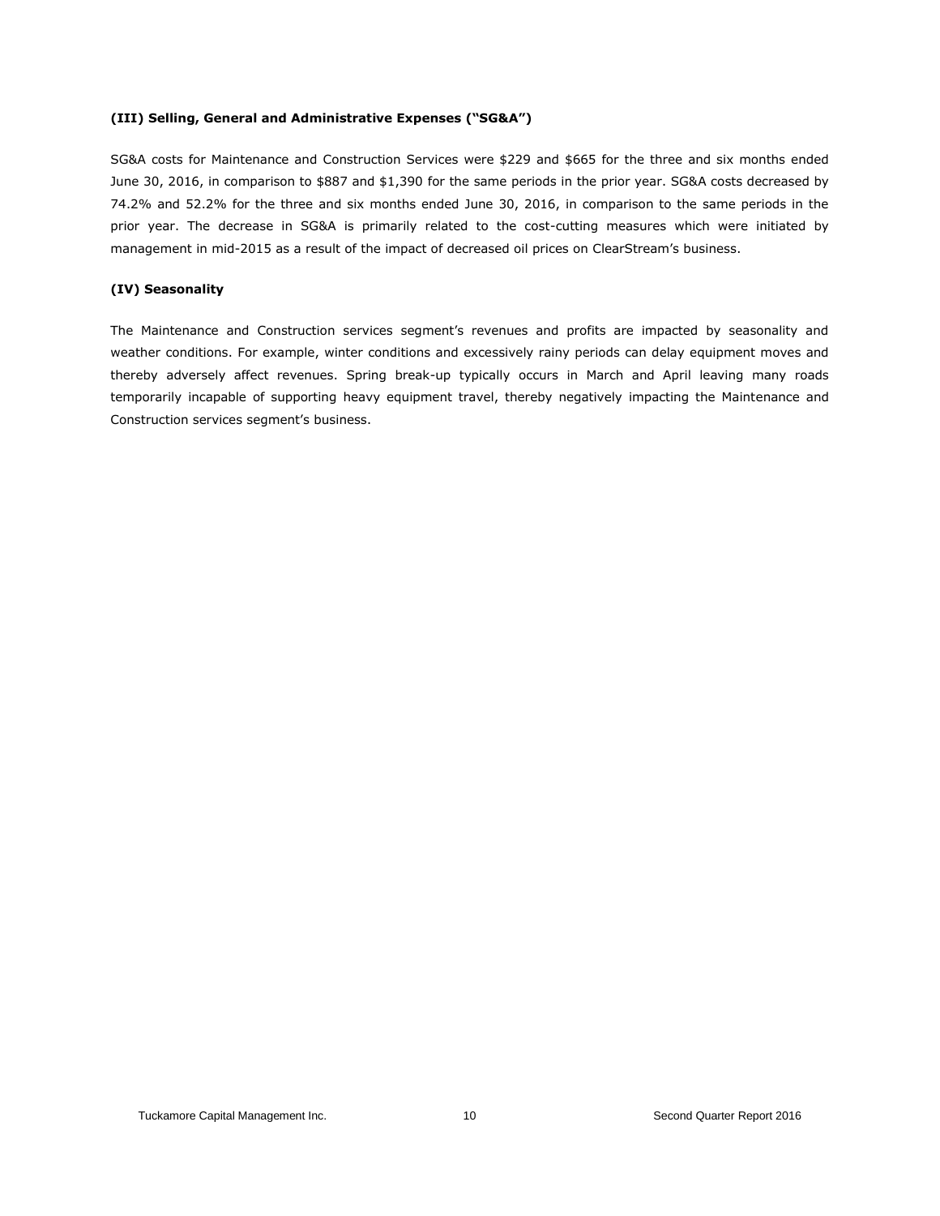**(III) Selling, General and Administrative Expenses ("SG&A")**

SG&A costs for Maintenance and Construction Services were $229 and $665 for the three and six months ended June 30, 2016, in comparison to $887 and $1,390 for the same periods in the prior year. SG&A costs decreased by 74.2% and 52.2% for the three and six months ended June 30, 2016, in comparison to the same periods in the prior year. The decrease in SG&A is primarily related to the cost-cutting measures which were initiated by management in mid-2015 as a result of the impact of decreased oil prices on ClearStream's business.

**(IV) Seasonality**

The Maintenance and Construction services segment's revenues and profits are impacted by seasonality and weather conditions. For example, winter conditions and excessively rainy periods can delay equipment moves and thereby adversely affect revenues. Spring break-up typically occurs in March and April leaving many roads temporarily incapable of supporting heavy equipment travel, thereby negatively impacting the Maintenance and Construction services segment's business.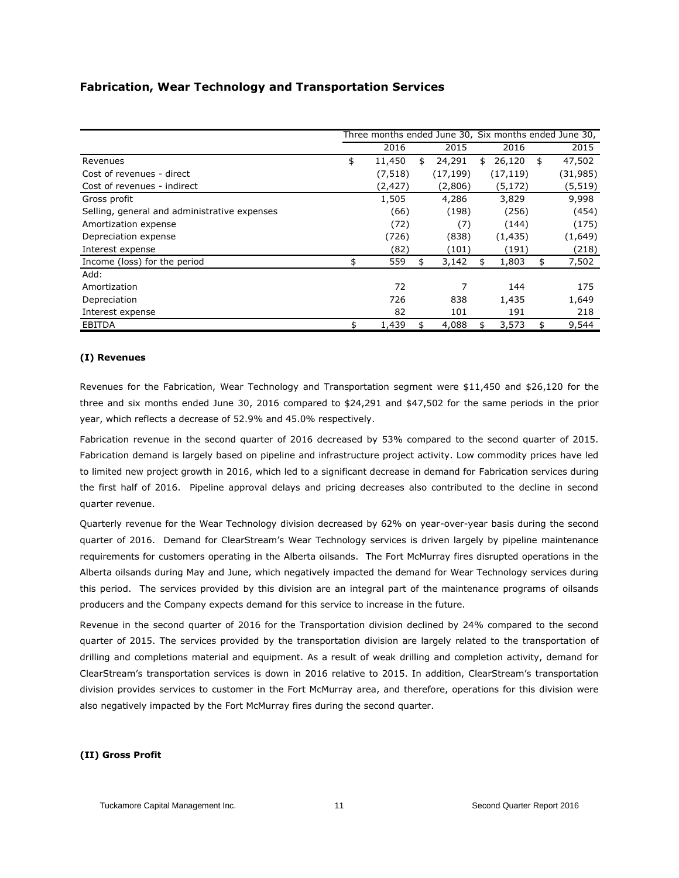## Fabrication, Wear Technology and Transportation Services

| | Three months ended June 30, | | Six months ended June 30, | |
|---|---|---|---|---|
| | 2016 | 2015 | 2016 | 2015 |
| Revenues | $ 11,450 | $ 24,291 | $ 26,120 | $ 47,502 |
| Cost of revenues - direct | (7,518) | (17,199) | (17,119) | (31,985) |
| Cost of revenues - indirect | (2,427) | (2,806) | (5,172) | (5,519) |
| Gross profit | 1,505 | 4,286 | 3,829 | 9,998 |
| Selling, general and administrative expenses | (66) | (198) | (256) | (454) |
| Amortization expense | (72) | (7) | (144) | (175) |
| Depreciation expense | (726) | (838) | (1,435) | (1,649) |
| Interest expense | (82) | (101) | (191) | (218) |
| Income (loss) for the period | $ 559 | $ 3,142 | $ 1,803 | $ 7,502 |
| Add: | | | | |
| Amortization | 72 | 7 | 144 | 175 |
| Depreciation | 726 | 838 | 1,435 | 1,649 |
| Interest expense | 82 | 101 | 191 | 218 |
| EBITDA | $ 1,439 | $ 4,088 | $ 3,573 | $ 9,544 |

**(I) Revenues**

Revenues for the Fabrication, Wear Technology and Transportation segment were $11,450 and $26,120 for the three and six months ended June 30, 2016 compared to $24,291 and $47,502 for the same periods in the prior year, which reflects a decrease of 52.9% and 45.0% respectively.

Fabrication revenue in the second quarter of 2016 decreased by 53% compared to the second quarter of 2015. Fabrication demand is largely based on pipeline and infrastructure project activity. Low commodity prices have led to limited new project growth in 2016, which led to a significant decrease in demand for Fabrication services during the first half of 2016. Pipeline approval delays and pricing decreases also contributed to the decline in second quarter revenue.

Quarterly revenue for the Wear Technology division decreased by 62% on year-over-year basis during the second quarter of 2016. Demand for ClearStream's Wear Technology services is driven largely by pipeline maintenance requirements for customers operating in the Alberta oilsands. The Fort McMurray fires disrupted operations in the Alberta oilsands during May and June, which negatively impacted the demand for Wear Technology services during this period. The services provided by this division are an integral part of the maintenance programs of oilsands producers and the Company expects demand for this service to increase in the future.

Revenue in the second quarter of 2016 for the Transportation division declined by 24% compared to the second quarter of 2015. The services provided by the transportation division are largely related to the transportation of drilling and completions material and equipment. As a result of weak drilling and completion activity, demand for ClearStream's transportation services is down in 2016 relative to 2015. In addition, ClearStream's transportation division provides services to customer in the Fort McMurray area, and therefore, operations for this division were also negatively impacted by the Fort McMurray fires during the second quarter.

**(II) Gross Profit**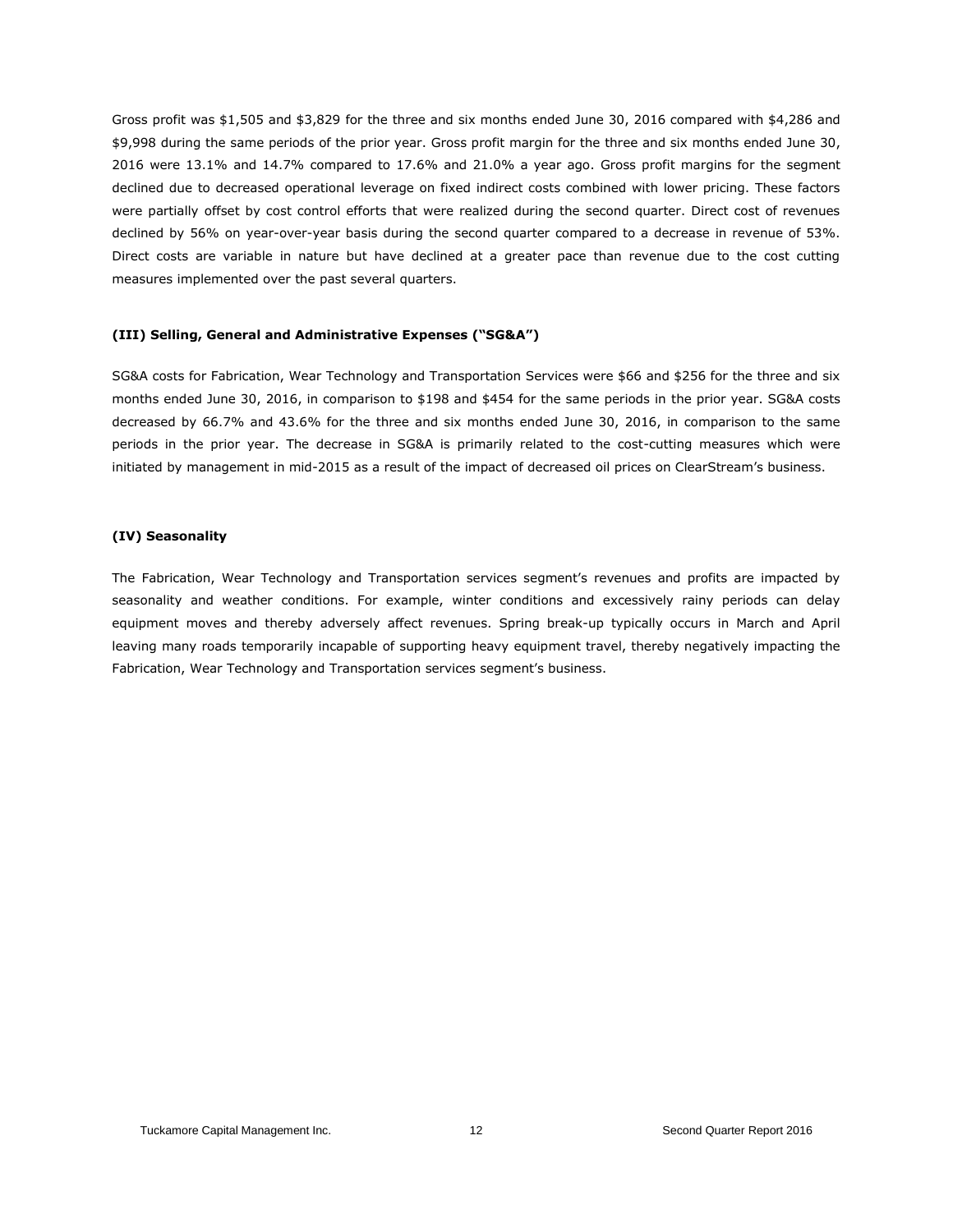Gross profit was $1,505 and $3,829 for the three and six months ended June 30, 2016 compared with $4,286 and $9,998 during the same periods of the prior year. Gross profit margin for the three and six months ended June 30, 2016 were 13.1% and 14.7% compared to 17.6% and 21.0% a year ago. Gross profit margins for the segment declined due to decreased operational leverage on fixed indirect costs combined with lower pricing. These factors were partially offset by cost control efforts that were realized during the second quarter. Direct cost of revenues declined by 56% on year-over-year basis during the second quarter compared to a decrease in revenue of 53%. Direct costs are variable in nature but have declined at a greater pace than revenue due to the cost cutting measures implemented over the past several quarters.

#### (III) Selling, General and Administrative Expenses ("SG&A")

SG&A costs for Fabrication, Wear Technology and Transportation Services were $66 and $256 for the three and six months ended June 30, 2016, in comparison to $198 and $454 for the same periods in the prior year. SG&A costs decreased by 66.7% and 43.6% for the three and six months ended June 30, 2016, in comparison to the same periods in the prior year. The decrease in SG&A is primarily related to the cost-cutting measures which were initiated by management in mid-2015 as a result of the impact of decreased oil prices on ClearStream's business.

#### (IV) Seasonality

The Fabrication, Wear Technology and Transportation services segment's revenues and profits are impacted by seasonality and weather conditions. For example, winter conditions and excessively rainy periods can delay equipment moves and thereby adversely affect revenues. Spring break-up typically occurs in March and April leaving many roads temporarily incapable of supporting heavy equipment travel, thereby negatively impacting the Fabrication, Wear Technology and Transportation services segment's business.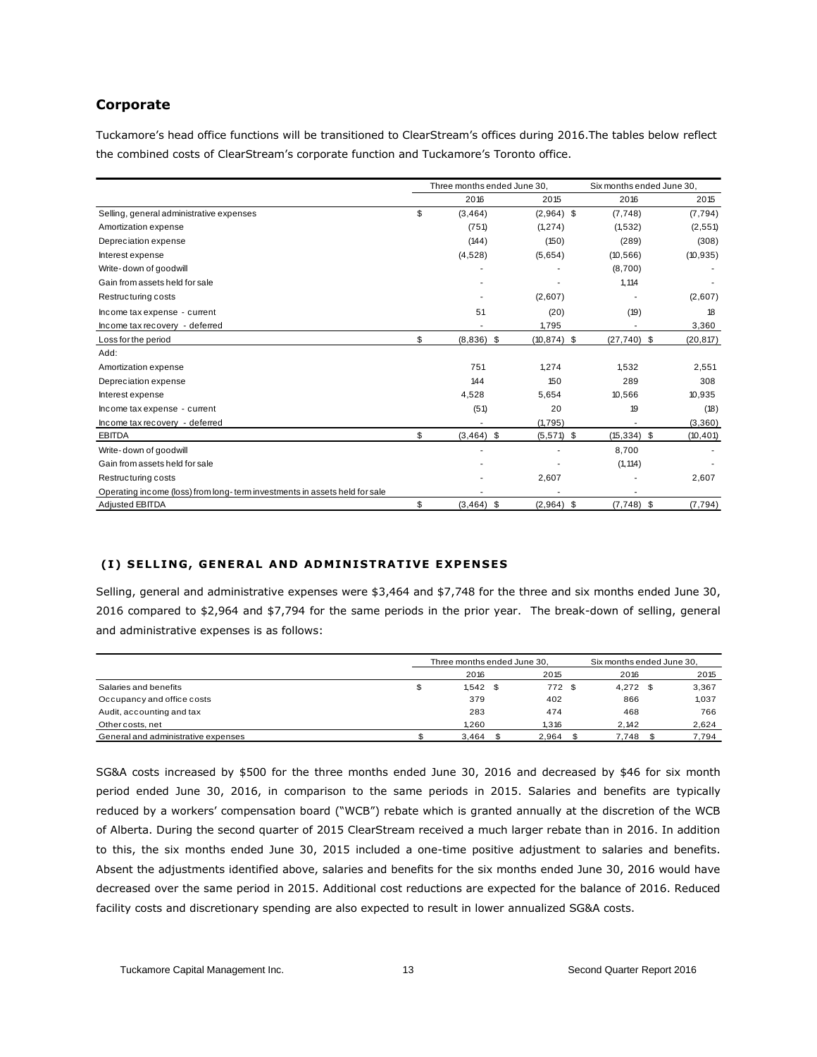## Corporate

Tuckamore's head office functions will be transitioned to ClearStream's offices during 2016.The tables below reflect the combined costs of ClearStream's corporate function and Tuckamore's Toronto office.

| | Three months ended June 30, | | Six months ended June 30, | |
|---|---|---|---|---|
| | 2016 | 2015 | 2016 | 2015 |
| Selling, general administrative expenses | $ (3,464) | (2,964) $ | (7,748) | (7,794) |
| Amortization expense | (751) | (1,274) | (1,532) | (2,551) |
| Depreciation expense | (144) | (150) | (289) | (308) |
| Interest expense | (4,528) | (5,654) | (10,566) | (10,935) |
| Write-down of goodwill | - | - | (8,700) | - |
| Gain from assets held for sale | - | - | 1,114 | - |
| Restructuring costs | - | (2,607) | - | (2,607) |
| Income tax expense - current | 51 | (20) | (19) | 18 |
| Income tax recovery - deferred | - | 1,795 | - | 3,360 |
| Loss for the period | $ (8,836) $ | (10,874) $ | (27,740) $ | (20,817) |
| Add: | | | | |
| Amortization expense | 751 | 1,274 | 1,532 | 2,551 |
| Depreciation expense | 144 | 150 | 289 | 308 |
| Interest expense | 4,528 | 5,654 | 10,566 | 10,935 |
| Income tax expense - current | (51) | 20 | 19 | (18) |
| Income tax recovery - deferred | - | (1,795) | - | (3,360) |
| EBITDA | $ (3,464) $ | (5,571) $ | (15,334) $ | (10,401) |
| Write-down of goodwill | - | - | 8,700 | - |
| Gain from assets held for sale | - | - | (1,114) | - |
| Restructuring costs | - | 2,607 | - | 2,607 |
| Operating income (loss) from long-term investments in assets held for sale | - | - | - | |
| Adjusted EBITDA | $ (3,464) $ | (2,964) $ | (7,748) $ | (7,794) |

### (I) SELLING, GENERAL AND ADMINISTRATIVE EXPENSES

Selling, general and administrative expenses were $3,464 and $7,748 for the three and six months ended June 30, 2016 compared to $2,964 and $7,794 for the same periods in the prior year. The break-down of selling, general and administrative expenses is as follows:

| | Three months ended June 30, | | Six months ended June 30, | |
|---|---|---|---|---|
| | 2016 | 2015 | 2016 | 2015 |
| Salaries and benefits | $ 1,542 $ | 772 $ | 4,272 $ | 3,367 |
| Occupancy and office costs | 379 | 402 | 866 | 1,037 |
| Audit, accounting and tax | 283 | 474 | 468 | 766 |
| Other costs, net | 1,260 | 1,316 | 2,142 | 2,624 |
| General and administrative expenses | $ 3,464 $ | 2,964 $ | 7,748 $ | 7,794 |

SG&A costs increased by $500 for the three months ended June 30, 2016 and decreased by $46 for six month period ended June 30, 2016, in comparison to the same periods in 2015. Salaries and benefits are typically reduced by a workers' compensation board ("WCB") rebate which is granted annually at the discretion of the WCB of Alberta. During the second quarter of 2015 ClearStream received a much larger rebate than in 2016. In addition to this, the six months ended June 30, 2015 included a one-time positive adjustment to salaries and benefits. Absent the adjustments identified above, salaries and benefits for the six months ended June 30, 2016 would have decreased over the same period in 2015. Additional cost reductions are expected for the balance of 2016. Reduced facility costs and discretionary spending are also expected to result in lower annualized SG&A costs.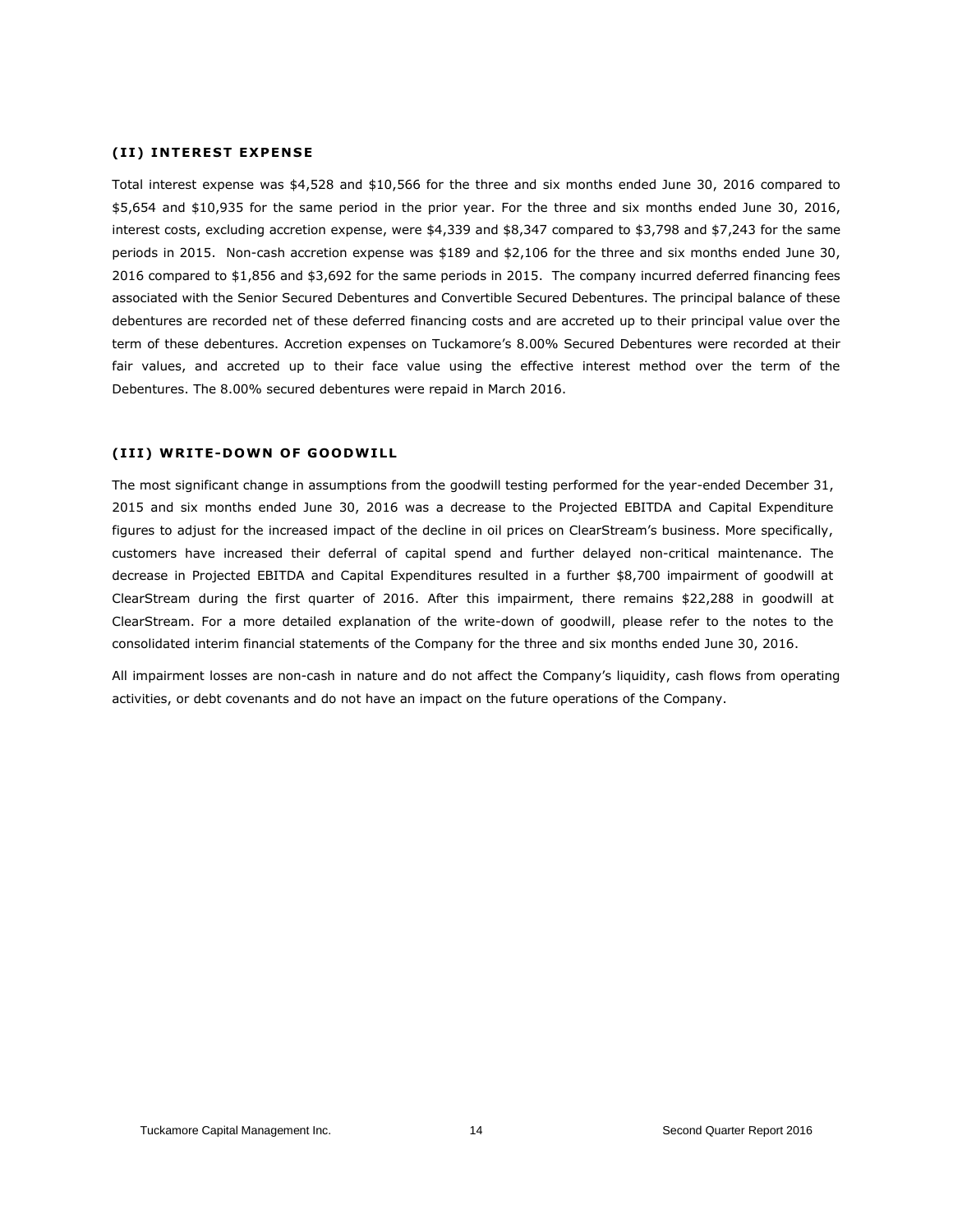### (II) INTEREST EXPENSE

Total interest expense was $4,528 and $10,566 for the three and six months ended June 30, 2016 compared to $5,654 and $10,935 for the same period in the prior year. For the three and six months ended June 30, 2016, interest costs, excluding accretion expense, were $4,339 and $8,347 compared to $3,798 and $7,243 for the same periods in 2015. Non-cash accretion expense was $189 and $2,106 for the three and six months ended June 30, 2016 compared to $1,856 and $3,692 for the same periods in 2015. The company incurred deferred financing fees associated with the Senior Secured Debentures and Convertible Secured Debentures. The principal balance of these debentures are recorded net of these deferred financing costs and are accreted up to their principal value over the term of these debentures. Accretion expenses on Tuckamore's 8.00% Secured Debentures were recorded at their fair values, and accreted up to their face value using the effective interest method over the term of the Debentures. The 8.00% secured debentures were repaid in March 2016.

### (III) WRITE-DOWN OF GOODWILL

The most significant change in assumptions from the goodwill testing performed for the year-ended December 31, 2015 and six months ended June 30, 2016 was a decrease to the Projected EBITDA and Capital Expenditure figures to adjust for the increased impact of the decline in oil prices on ClearStream's business. More specifically, customers have increased their deferral of capital spend and further delayed non-critical maintenance. The decrease in Projected EBITDA and Capital Expenditures resulted in a further $8,700 impairment of goodwill at ClearStream during the first quarter of 2016. After this impairment, there remains $22,288 in goodwill at ClearStream. For a more detailed explanation of the write-down of goodwill, please refer to the notes to the consolidated interim financial statements of the Company for the three and six months ended June 30, 2016.

All impairment losses are non-cash in nature and do not affect the Company's liquidity, cash flows from operating activities, or debt covenants and do not have an impact on the future operations of the Company.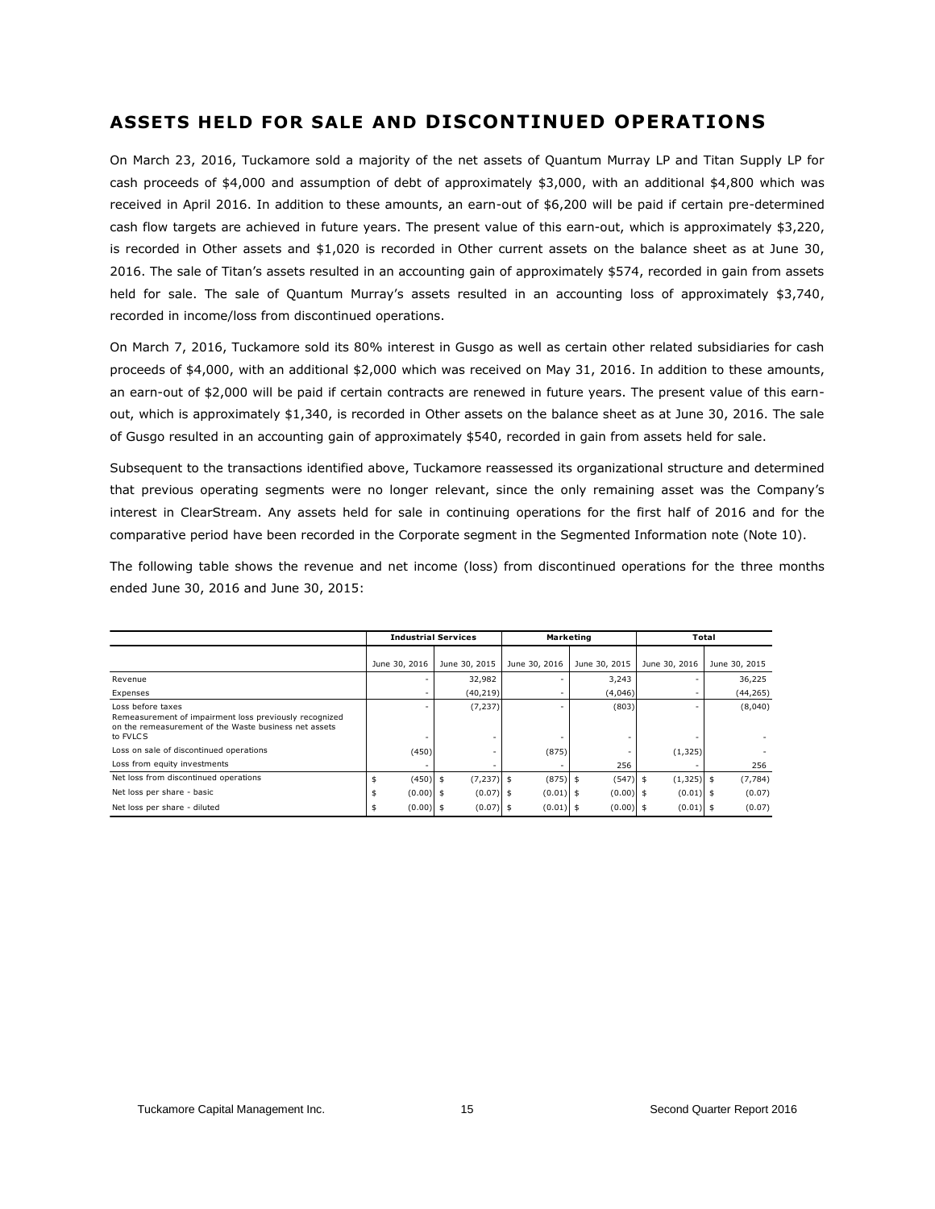## ASSETS HELD FOR SALE AND DISCONTINUED OPERATIONS

On March 23, 2016, Tuckamore sold a majority of the net assets of Quantum Murray LP and Titan Supply LP for cash proceeds of $4,000 and assumption of debt of approximately $3,000, with an additional $4,800 which was received in April 2016. In addition to these amounts, an earn-out of $6,200 will be paid if certain pre-determined cash flow targets are achieved in future years. The present value of this earn-out, which is approximately $3,220, is recorded in Other assets and $1,020 is recorded in Other current assets on the balance sheet as at June 30, 2016. The sale of Titan's assets resulted in an accounting gain of approximately $574, recorded in gain from assets held for sale. The sale of Quantum Murray's assets resulted in an accounting loss of approximately $3,740, recorded in income/loss from discontinued operations.

On March 7, 2016, Tuckamore sold its 80% interest in Gusgo as well as certain other related subsidiaries for cash proceeds of $4,000, with an additional $2,000 which was received on May 31, 2016. In addition to these amounts, an earn-out of $2,000 will be paid if certain contracts are renewed in future years. The present value of this earn-out, which is approximately $1,340, is recorded in Other assets on the balance sheet as at June 30, 2016. The sale of Gusgo resulted in an accounting gain of approximately $540, recorded in gain from assets held for sale.

Subsequent to the transactions identified above, Tuckamore reassessed its organizational structure and determined that previous operating segments were no longer relevant, since the only remaining asset was the Company's interest in ClearStream. Any assets held for sale in continuing operations for the first half of 2016 and for the comparative period have been recorded in the Corporate segment in the Segmented Information note (Note 10).

The following table shows the revenue and net income (loss) from discontinued operations for the three months ended June 30, 2016 and June 30, 2015:

| | Industrial Services | | Marketing | | Total | |
|---|---|---|---|---|---|---|
| | June 30, 2016 | June 30, 2015 | June 30, 2016 | June 30, 2015 | June 30, 2016 | June 30, 2015 |
| Revenue | - | 32,982 | - | 3,243 | - | 36,225 |
| Expenses | - | (40,219) | - | (4,046) | - | (44,265) |
| Loss before taxes | - | (7,237) | - | (803) | - | (8,040) |
| Remeasurement of impairment loss previously recognized on the remeasurement of the Waste business net assets to FVLCS | - | - | - | - | - | - |
| Loss on sale of discontinued operations | (450) | - | (875) | - | (1,325) | - |
| Loss from equity investments | - | - | - | 256 | - | 256 |
| Net loss from discontinued operations | $ (450) | $ (7,237) | $ (875) | $ (547) | $ (1,325) | $ (7,784) |
| Net loss per share - basic | $ (0.00) | $ (0.07) | $ (0.01) | $ (0.00) | $ (0.01) | $ (0.07) |
| Net loss per share - diluted | $ (0.00) | $ (0.07) | $ (0.01) | $ (0.00) | $ (0.01) | $ (0.07) |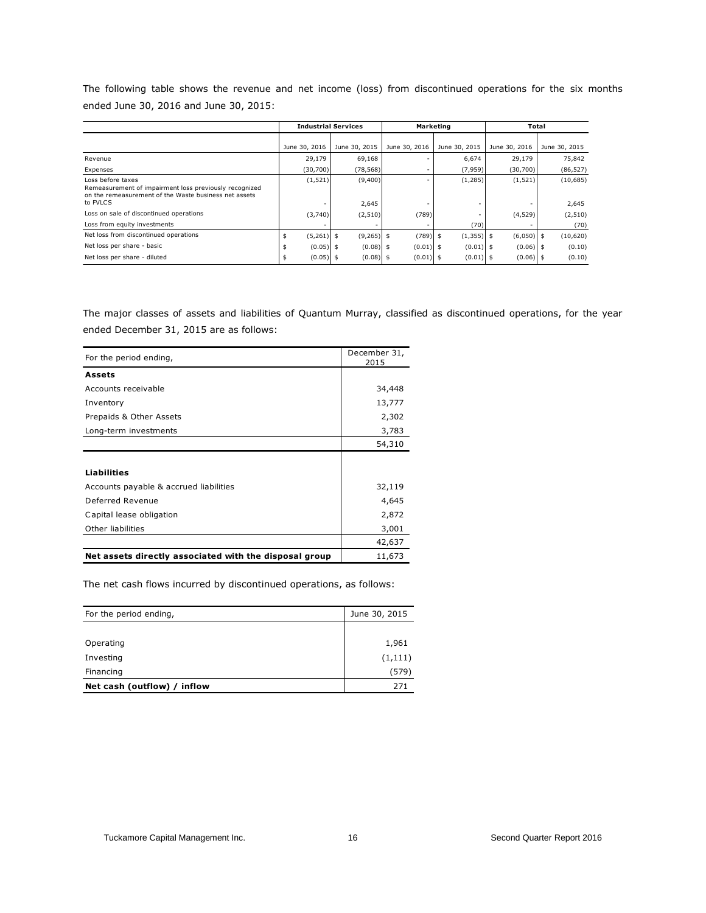The following table shows the revenue and net income (loss) from discontinued operations for the six months ended June 30, 2016 and June 30, 2015:

| | Industrial Services | | Marketing | | Total | |
|---|---|---|---|---|---|---|
| | June 30, 2016 | June 30, 2015 | June 30, 2016 | June 30, 2015 | June 30, 2016 | June 30, 2015 |
| Revenue | 29,179 | 69,168 | - | 6,674 | 29,179 | 75,842 |
| Expenses | (30,700) | (78,568) | - | (7,959) | (30,700) | (86,527) |
| Loss before taxes | (1,521) | (9,400) | - | (1,285) | (1,521) | (10,685) |
| Remeasurement of impairment loss previously recognized on the remeasurement of the Waste business net assets to FVLCS | - | 2,645 | - | - | - | 2,645 |
| Loss on sale of discontinued operations | (3,740) | (2,510) | (789) | - | (4,529) | (2,510) |
| Loss from equity investments | - | - | - | (70) | - | (70) |
| Net loss from discontinued operations | $ (5,261) | $ (9,265) | $ (789) | $ (1,355) | $ (6,050) | $ (10,620) |
| Net loss per share - basic | $ (0.05) | $ (0.08) | $ (0.01) | $ (0.01) | $ (0.06) | $ (0.10) |
| Net loss per share - diluted | $ (0.05) | $ (0.08) | $ (0.01) | $ (0.01) | $ (0.06) | $ (0.10) |

The major classes of assets and liabilities of Quantum Murray, classified as discontinued operations, for the year ended December 31, 2015 are as follows:

| For the period ending, | December 31, 2015 |
|---|---|
| **Assets** | |
| Accounts receivable | 34,448 |
| Inventory | 13,777 |
| Prepaids & Other Assets | 2,302 |
| Long-term investments | 3,783 |
| | 54,310 |
| | |
| **Liabilities** | |
| Accounts payable & accrued liabilities | 32,119 |
| Deferred Revenue | 4,645 |
| Capital lease obligation | 2,872 |
| Other liabilities | 3,001 |
| | 42,637 |
| **Net assets directly associated with the disposal group** | 11,673 |

The net cash flows incurred by discontinued operations, as follows:

| For the period ending, | June 30, 2015 |
|---|---|
| Operating | 1,961 |
| Investing | (1,111) |
| Financing | (579) |
| **Net cash (outflow) / inflow** | 271 |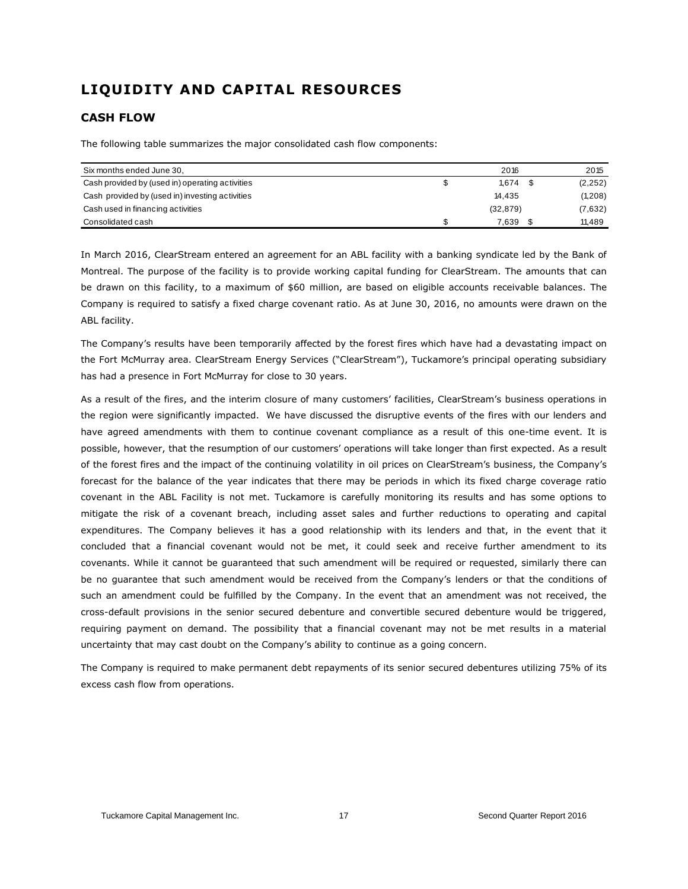# LIQUIDITY AND CAPITAL RESOURCES

## CASH FLOW

The following table summarizes the major consolidated cash flow components:

| Six months ended June 30, | 2016 | 2015 |
|---|---|---|
| Cash provided by (used in) operating activities | $ 1,674 | $ (2,252) |
| Cash provided by (used in) investing activities | 14,435 | (1,208) |
| Cash used in financing activities | (32,879) | (7,632) |
| Consolidated cash | $ 7,639 | $ 11,489 |

In March 2016, ClearStream entered an agreement for an ABL facility with a banking syndicate led by the Bank of Montreal. The purpose of the facility is to provide working capital funding for ClearStream. The amounts that can be drawn on this facility, to a maximum of $60 million, are based on eligible accounts receivable balances. The Company is required to satisfy a fixed charge covenant ratio. As at June 30, 2016, no amounts were drawn on the ABL facility.

The Company's results have been temporarily affected by the forest fires which have had a devastating impact on the Fort McMurray area. ClearStream Energy Services ("ClearStream"), Tuckamore's principal operating subsidiary has had a presence in Fort McMurray for close to 30 years.

As a result of the fires, and the interim closure of many customers' facilities, ClearStream's business operations in the region were significantly impacted. We have discussed the disruptive events of the fires with our lenders and have agreed amendments with them to continue covenant compliance as a result of this one-time event. It is possible, however, that the resumption of our customers' operations will take longer than first expected. As a result of the forest fires and the impact of the continuing volatility in oil prices on ClearStream's business, the Company's forecast for the balance of the year indicates that there may be periods in which its fixed charge coverage ratio covenant in the ABL Facility is not met. Tuckamore is carefully monitoring its results and has some options to mitigate the risk of a covenant breach, including asset sales and further reductions to operating and capital expenditures. The Company believes it has a good relationship with its lenders and that, in the event that it concluded that a financial covenant would not be met, it could seek and receive further amendment to its covenants. While it cannot be guaranteed that such amendment will be required or requested, similarly there can be no guarantee that such amendment would be received from the Company's lenders or that the conditions of such an amendment could be fulfilled by the Company. In the event that an amendment was not received, the cross-default provisions in the senior secured debenture and convertible secured debenture would be triggered, requiring payment on demand. The possibility that a financial covenant may not be met results in a material uncertainty that may cast doubt on the Company's ability to continue as a going concern.

The Company is required to make permanent debt repayments of its senior secured debentures utilizing 75% of its excess cash flow from operations.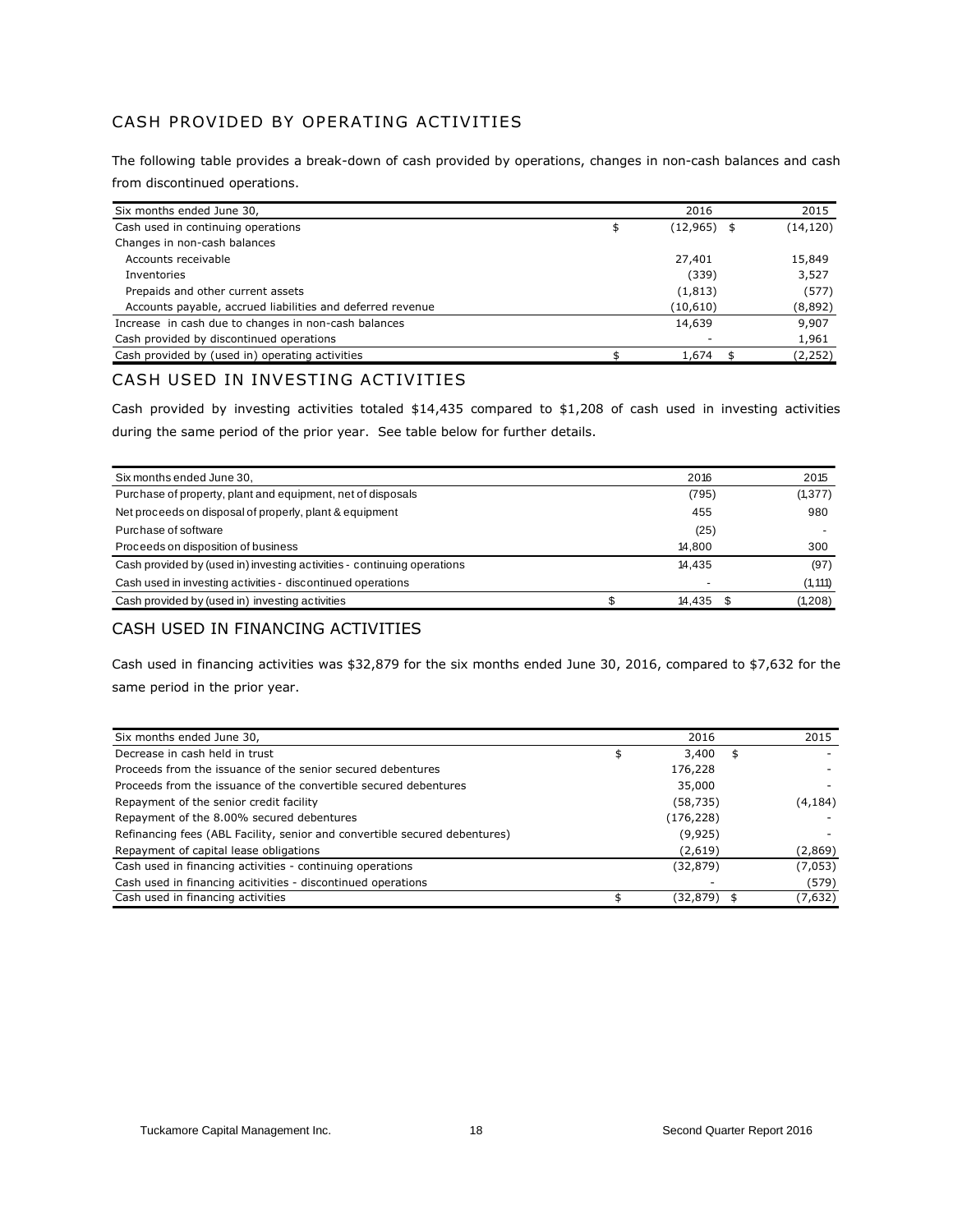## CASH PROVIDED BY OPERATING ACTIVITIES

The following table provides a break-down of cash provided by operations, changes in non-cash balances and cash from discontinued operations.

| Six months ended June 30, | 2016 | 2015 |
|---|---|---|
| Cash used in continuing operations | $ (12,965) | $ (14,120) |
| Changes in non-cash balances | | |
| Accounts receivable | 27,401 | 15,849 |
| Inventories | (339) | 3,527 |
| Prepaids and other current assets | (1,813) | (577) |
| Accounts payable, accrued liabilities and deferred revenue | (10,610) | (8,892) |
| Increase in cash due to changes in non-cash balances | 14,639 | 9,907 |
| Cash provided by discontinued operations | - | 1,961 |
| Cash provided by (used in) operating activities | $ 1,674 | $ (2,252) |

## CASH USED IN INVESTING ACTIVITIES

Cash provided by investing activities totaled $14,435 compared to $1,208 of cash used in investing activities during the same period of the prior year. See table below for further details.

| Six months ended June 30, | 2016 | 2015 |
|---|---|---|
| Purchase of property, plant and equipment, net of disposals | (795) | (1,377) |
| Net proceeds on disposal of property, plant & equipment | 455 | 980 |
| Purchase of software | (25) | - |
| Proceeds on disposition of business | 14,800 | 300 |
| Cash provided by (used in) investing activities - continuing operations | 14,435 | (97) |
| Cash used in investing activities - discontinued operations | - | (1,111) |
| Cash provided by (used in) investing activities | $ 14,435 | $ (1,208) |

## CASH USED IN FINANCING ACTIVITIES

Cash used in financing activities was $32,879 for the six months ended June 30, 2016, compared to $7,632 for the same period in the prior year.

| Six months ended June 30, | 2016 | 2015 |
|---|---|---|
| Decrease in cash held in trust | $ 3,400 | $ - |
| Proceeds from the issuance of the senior secured debentures | 176,228 | - |
| Proceeds from the issuance of the convertible secured debentures | 35,000 | - |
| Repayment of the senior credit facility | (58,735) | (4,184) |
| Repayment of the 8.00% secured debentures | (176,228) | - |
| Refinancing fees (ABL Facility, senior and convertible secured debentures) | (9,925) | - |
| Repayment of capital lease obligations | (2,619) | (2,869) |
| Cash used in financing activities - continuing operations | (32,879) | (7,053) |
| Cash used in financing acitivities - discontinued operations | - | (579) |
| Cash used in financing activities | $ (32,879) | $ (7,632) |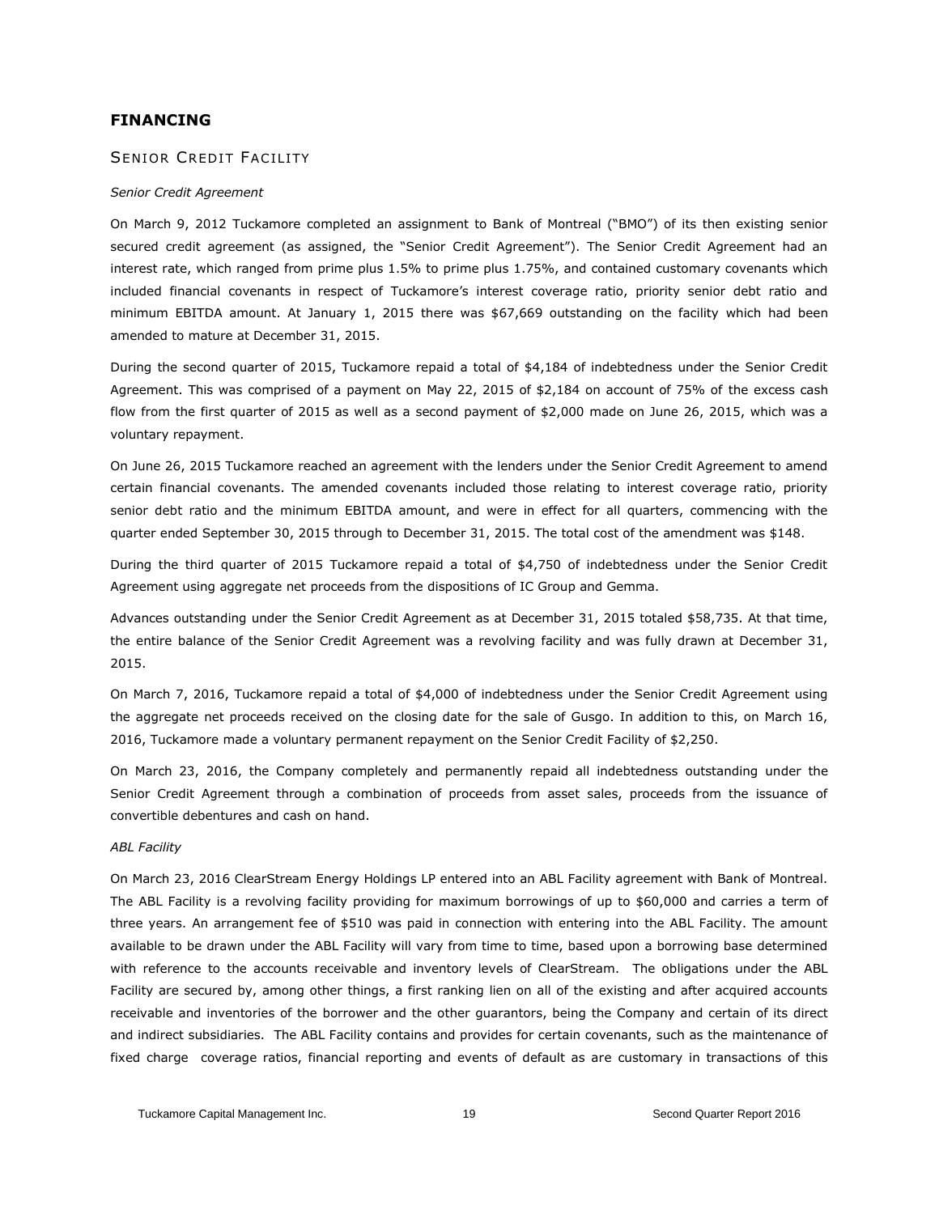## FINANCING

### SENIOR CREDIT FACILITY

*Senior Credit Agreement*

On March 9, 2012 Tuckamore completed an assignment to Bank of Montreal ("BMO") of its then existing senior secured credit agreement (as assigned, the "Senior Credit Agreement"). The Senior Credit Agreement had an interest rate, which ranged from prime plus 1.5% to prime plus 1.75%, and contained customary covenants which included financial covenants in respect of Tuckamore's interest coverage ratio, priority senior debt ratio and minimum EBITDA amount. At January 1, 2015 there was $67,669 outstanding on the facility which had been amended to mature at December 31, 2015.

During the second quarter of 2015, Tuckamore repaid a total of $4,184 of indebtedness under the Senior Credit Agreement. This was comprised of a payment on May 22, 2015 of $2,184 on account of 75% of the excess cash flow from the first quarter of 2015 as well as a second payment of $2,000 made on June 26, 2015, which was a voluntary repayment.

On June 26, 2015 Tuckamore reached an agreement with the lenders under the Senior Credit Agreement to amend certain financial covenants. The amended covenants included those relating to interest coverage ratio, priority senior debt ratio and the minimum EBITDA amount, and were in effect for all quarters, commencing with the quarter ended September 30, 2015 through to December 31, 2015. The total cost of the amendment was $148.

During the third quarter of 2015 Tuckamore repaid a total of $4,750 of indebtedness under the Senior Credit Agreement using aggregate net proceeds from the dispositions of IC Group and Gemma.

Advances outstanding under the Senior Credit Agreement as at December 31, 2015 totaled $58,735. At that time, the entire balance of the Senior Credit Agreement was a revolving facility and was fully drawn at December 31, 2015.

On March 7, 2016, Tuckamore repaid a total of $4,000 of indebtedness under the Senior Credit Agreement using the aggregate net proceeds received on the closing date for the sale of Gusgo. In addition to this, on March 16, 2016, Tuckamore made a voluntary permanent repayment on the Senior Credit Facility of $2,250.

On March 23, 2016, the Company completely and permanently repaid all indebtedness outstanding under the Senior Credit Agreement through a combination of proceeds from asset sales, proceeds from the issuance of convertible debentures and cash on hand.

*ABL Facility*

On March 23, 2016 ClearStream Energy Holdings LP entered into an ABL Facility agreement with Bank of Montreal. The ABL Facility is a revolving facility providing for maximum borrowings of up to $60,000 and carries a term of three years. An arrangement fee of $510 was paid in connection with entering into the ABL Facility. The amount available to be drawn under the ABL Facility will vary from time to time, based upon a borrowing base determined with reference to the accounts receivable and inventory levels of ClearStream. The obligations under the ABL Facility are secured by, among other things, a first ranking lien on all of the existing and after acquired accounts receivable and inventories of the borrower and the other guarantors, being the Company and certain of its direct and indirect subsidiaries. The ABL Facility contains and provides for certain covenants, such as the maintenance of fixed charge coverage ratios, financial reporting and events of default as are customary in transactions of this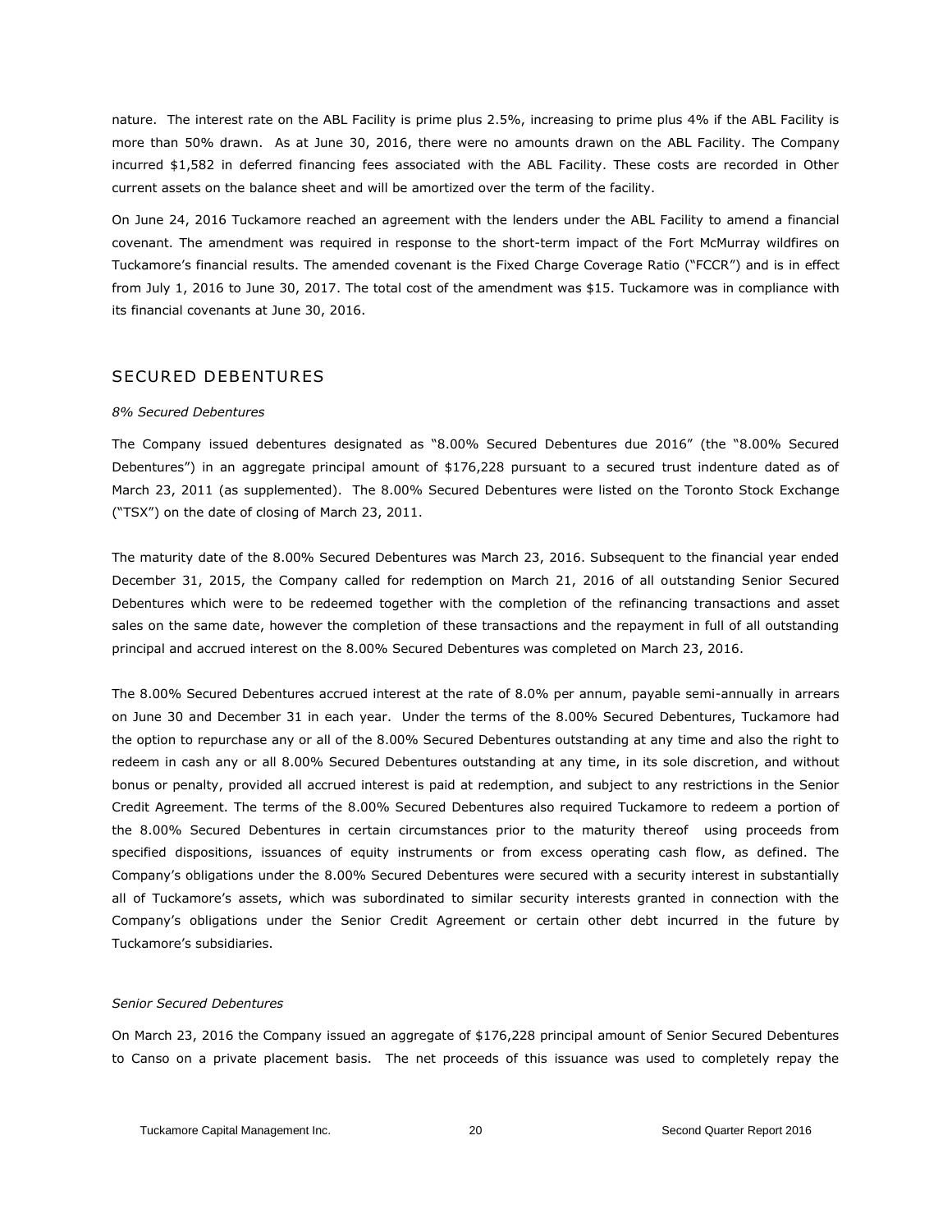nature. The interest rate on the ABL Facility is prime plus 2.5%, increasing to prime plus 4% if the ABL Facility is more than 50% drawn. As at June 30, 2016, there were no amounts drawn on the ABL Facility. The Company incurred $1,582 in deferred financing fees associated with the ABL Facility. These costs are recorded in Other current assets on the balance sheet and will be amortized over the term of the facility.

On June 24, 2016 Tuckamore reached an agreement with the lenders under the ABL Facility to amend a financial covenant. The amendment was required in response to the short-term impact of the Fort McMurray wildfires on Tuckamore's financial results. The amended covenant is the Fixed Charge Coverage Ratio ("FCCR") and is in effect from July 1, 2016 to June 30, 2017. The total cost of the amendment was $15. Tuckamore was in compliance with its financial covenants at June 30, 2016.

## SECURED DEBENTURES

*8% Secured Debentures*

The Company issued debentures designated as "8.00% Secured Debentures due 2016" (the "8.00% Secured Debentures") in an aggregate principal amount of $176,228 pursuant to a secured trust indenture dated as of March 23, 2011 (as supplemented). The 8.00% Secured Debentures were listed on the Toronto Stock Exchange ("TSX") on the date of closing of March 23, 2011.

The maturity date of the 8.00% Secured Debentures was March 23, 2016. Subsequent to the financial year ended December 31, 2015, the Company called for redemption on March 21, 2016 of all outstanding Senior Secured Debentures which were to be redeemed together with the completion of the refinancing transactions and asset sales on the same date, however the completion of these transactions and the repayment in full of all outstanding principal and accrued interest on the 8.00% Secured Debentures was completed on March 23, 2016.

The 8.00% Secured Debentures accrued interest at the rate of 8.0% per annum, payable semi-annually in arrears on June 30 and December 31 in each year. Under the terms of the 8.00% Secured Debentures, Tuckamore had the option to repurchase any or all of the 8.00% Secured Debentures outstanding at any time and also the right to redeem in cash any or all 8.00% Secured Debentures outstanding at any time, in its sole discretion, and without bonus or penalty, provided all accrued interest is paid at redemption, and subject to any restrictions in the Senior Credit Agreement. The terms of the 8.00% Secured Debentures also required Tuckamore to redeem a portion of the 8.00% Secured Debentures in certain circumstances prior to the maturity thereof using proceeds from specified dispositions, issuances of equity instruments or from excess operating cash flow, as defined. The Company's obligations under the 8.00% Secured Debentures were secured with a security interest in substantially all of Tuckamore's assets, which was subordinated to similar security interests granted in connection with the Company's obligations under the Senior Credit Agreement or certain other debt incurred in the future by Tuckamore's subsidiaries.

*Senior Secured Debentures*

On March 23, 2016 the Company issued an aggregate of $176,228 principal amount of Senior Secured Debentures to Canso on a private placement basis. The net proceeds of this issuance was used to completely repay the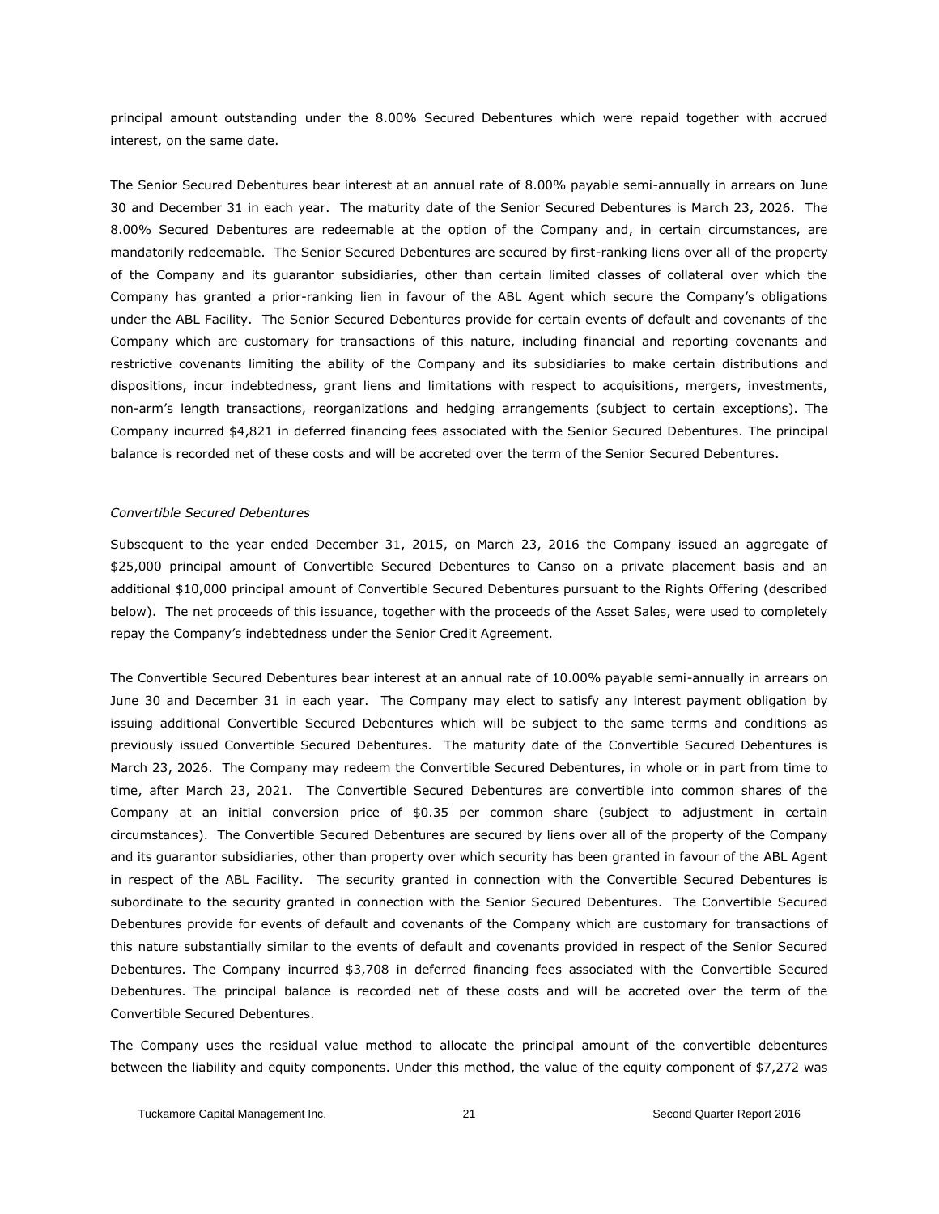principal amount outstanding under the 8.00% Secured Debentures which were repaid together with accrued interest, on the same date.

The Senior Secured Debentures bear interest at an annual rate of 8.00% payable semi-annually in arrears on June 30 and December 31 in each year. The maturity date of the Senior Secured Debentures is March 23, 2026. The 8.00% Secured Debentures are redeemable at the option of the Company and, in certain circumstances, are mandatorily redeemable. The Senior Secured Debentures are secured by first-ranking liens over all of the property of the Company and its guarantor subsidiaries, other than certain limited classes of collateral over which the Company has granted a prior-ranking lien in favour of the ABL Agent which secure the Company's obligations under the ABL Facility. The Senior Secured Debentures provide for certain events of default and covenants of the Company which are customary for transactions of this nature, including financial and reporting covenants and restrictive covenants limiting the ability of the Company and its subsidiaries to make certain distributions and dispositions, incur indebtedness, grant liens and limitations with respect to acquisitions, mergers, investments, non-arm's length transactions, reorganizations and hedging arrangements (subject to certain exceptions). The Company incurred $4,821 in deferred financing fees associated with the Senior Secured Debentures. The principal balance is recorded net of these costs and will be accreted over the term of the Senior Secured Debentures.

*Convertible Secured Debentures*

Subsequent to the year ended December 31, 2015, on March 23, 2016 the Company issued an aggregate of $25,000 principal amount of Convertible Secured Debentures to Canso on a private placement basis and an additional $10,000 principal amount of Convertible Secured Debentures pursuant to the Rights Offering (described below). The net proceeds of this issuance, together with the proceeds of the Asset Sales, were used to completely repay the Company's indebtedness under the Senior Credit Agreement.

The Convertible Secured Debentures bear interest at an annual rate of 10.00% payable semi-annually in arrears on June 30 and December 31 in each year. The Company may elect to satisfy any interest payment obligation by issuing additional Convertible Secured Debentures which will be subject to the same terms and conditions as previously issued Convertible Secured Debentures. The maturity date of the Convertible Secured Debentures is March 23, 2026. The Company may redeem the Convertible Secured Debentures, in whole or in part from time to time, after March 23, 2021. The Convertible Secured Debentures are convertible into common shares of the Company at an initial conversion price of $0.35 per common share (subject to adjustment in certain circumstances). The Convertible Secured Debentures are secured by liens over all of the property of the Company and its guarantor subsidiaries, other than property over which security has been granted in favour of the ABL Agent in respect of the ABL Facility. The security granted in connection with the Convertible Secured Debentures is subordinate to the security granted in connection with the Senior Secured Debentures. The Convertible Secured Debentures provide for events of default and covenants of the Company which are customary for transactions of this nature substantially similar to the events of default and covenants provided in respect of the Senior Secured Debentures. The Company incurred $3,708 in deferred financing fees associated with the Convertible Secured Debentures. The principal balance is recorded net of these costs and will be accreted over the term of the Convertible Secured Debentures.

The Company uses the residual value method to allocate the principal amount of the convertible debentures between the liability and equity components. Under this method, the value of the equity component of $7,272 was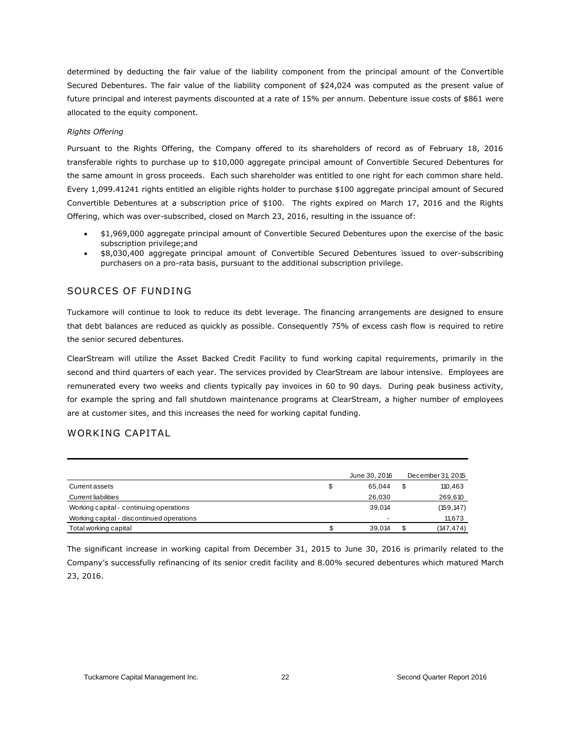determined by deducting the fair value of the liability component from the principal amount of the Convertible Secured Debentures. The fair value of the liability component of $24,024 was computed as the present value of future principal and interest payments discounted at a rate of 15% per annum. Debenture issue costs of $861 were allocated to the equity component.

*Rights Offering*

Pursuant to the Rights Offering, the Company offered to its shareholders of record as of February 18, 2016 transferable rights to purchase up to $10,000 aggregate principal amount of Convertible Secured Debentures for the same amount in gross proceeds. Each such shareholder was entitled to one right for each common share held. Every 1,099.41241 rights entitled an eligible rights holder to purchase $100 aggregate principal amount of Secured Convertible Debentures at a subscription price of $100. The rights expired on March 17, 2016 and the Rights Offering, which was over-subscribed, closed on March 23, 2016, resulting in the issuance of:

- $1,969,000 aggregate principal amount of Convertible Secured Debentures upon the exercise of the basic subscription privilege;and
- $8,030,400 aggregate principal amount of Convertible Secured Debentures issued to over-subscribing purchasers on a pro-rata basis, pursuant to the additional subscription privilege.

## SOURCES OF FUNDING

Tuckamore will continue to look to reduce its debt leverage. The financing arrangements are designed to ensure that debt balances are reduced as quickly as possible. Consequently 75% of excess cash flow is required to retire the senior secured debentures.

ClearStream will utilize the Asset Backed Credit Facility to fund working capital requirements, primarily in the second and third quarters of each year. The services provided by ClearStream are labour intensive. Employees are remunerated every two weeks and clients typically pay invoices in 60 to 90 days. During peak business activity, for example the spring and fall shutdown maintenance programs at ClearStream, a higher number of employees are at customer sites, and this increases the need for working capital funding.

## WORKING CAPITAL

| | June 30, 2016 | December 31, 2015 |
|---|---|---|
| Current assets | $ 65,044 | $ 110,463 |
| Current liabilities | 26,030 | 269,610 |
| Working capital - continuing operations | 39,014 | (159,147) |
| Working capital - discontinued operations | - | 11,673 |
| Total working capital | $ 39,014 | $ (147,474) |

The significant increase in working capital from December 31, 2015 to June 30, 2016 is primarily related to the Company's successfully refinancing of its senior credit facility and 8.00% secured debentures which matured March 23, 2016.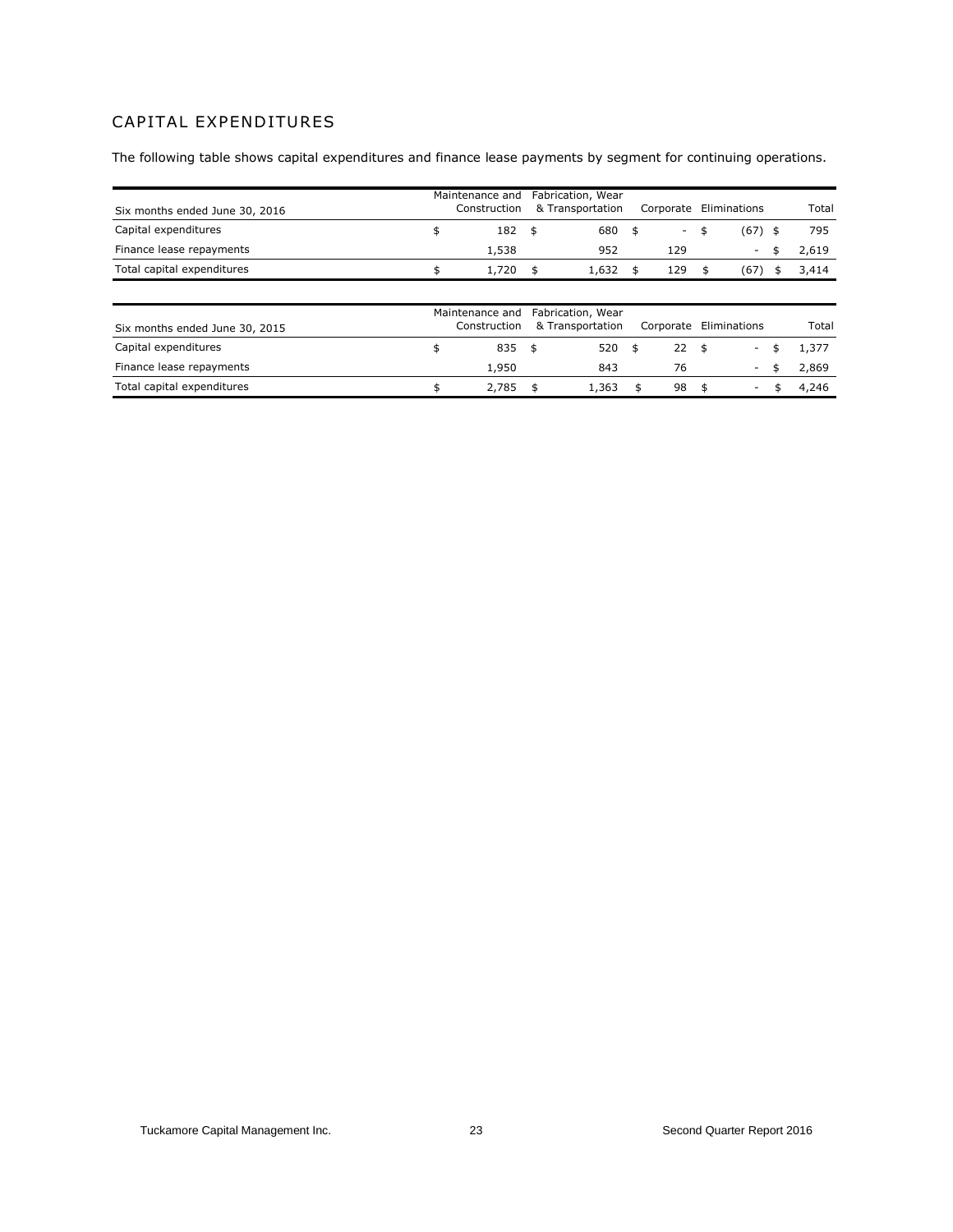## CAPITAL EXPENDITURES

The following table shows capital expenditures and finance lease payments by segment for continuing operations.

| Six months ended June 30, 2016 | Maintenance and Construction | Fabrication, Wear & Transportation | Corporate | Eliminations | Total |
|---|---|---|---|---|---|
| Capital expenditures | $ 182 | $ 680 | $ - | $ (67) | $ 795 |
| Finance lease repayments | 1,538 | 952 | 129 | - | $ 2,619 |
| Total capital expenditures | $ 1,720 | $ 1,632 | $ 129 | $ (67) | $ 3,414 |

| Six months ended June 30, 2015 | Maintenance and Construction | Fabrication, Wear & Transportation | Corporate | Eliminations | Total |
|---|---|---|---|---|---|
| Capital expenditures | $ 835 | $ 520 | $ 22 | $ - | $ 1,377 |
| Finance lease repayments | 1,950 | 843 | 76 | - | $ 2,869 |
| Total capital expenditures | $ 2,785 | $ 1,363 | $ 98 | $ - | $ 4,246 |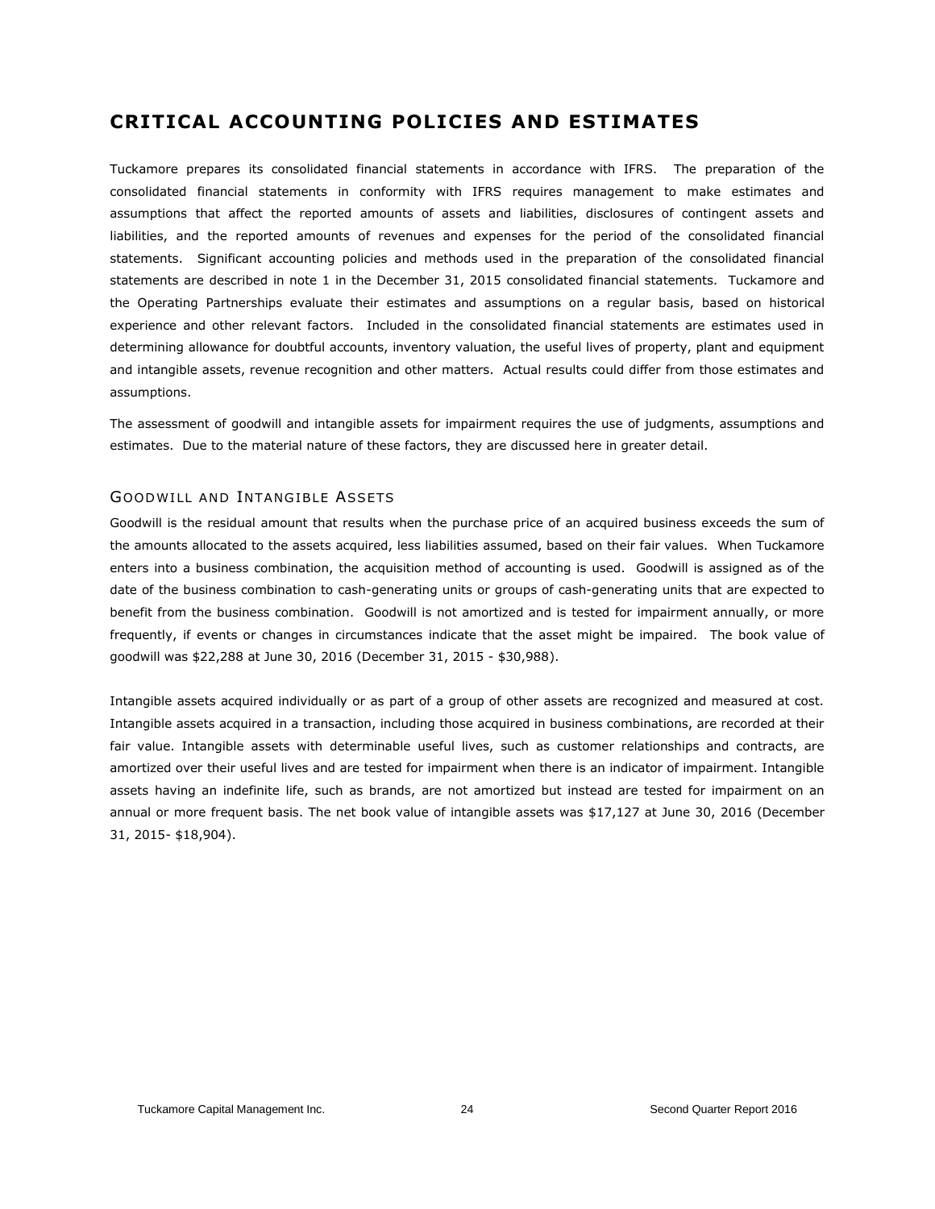# CRITICAL ACCOUNTING POLICIES AND ESTIMATES

Tuckamore prepares its consolidated financial statements in accordance with IFRS. The preparation of the consolidated financial statements in conformity with IFRS requires management to make estimates and assumptions that affect the reported amounts of assets and liabilities, disclosures of contingent assets and liabilities, and the reported amounts of revenues and expenses for the period of the consolidated financial statements. Significant accounting policies and methods used in the preparation of the consolidated financial statements are described in note 1 in the December 31, 2015 consolidated financial statements. Tuckamore and the Operating Partnerships evaluate their estimates and assumptions on a regular basis, based on historical experience and other relevant factors. Included in the consolidated financial statements are estimates used in determining allowance for doubtful accounts, inventory valuation, the useful lives of property, plant and equipment and intangible assets, revenue recognition and other matters. Actual results could differ from those estimates and assumptions.

The assessment of goodwill and intangible assets for impairment requires the use of judgments, assumptions and estimates. Due to the material nature of these factors, they are discussed here in greater detail.

## GOODWILL AND INTANGIBLE ASSETS

Goodwill is the residual amount that results when the purchase price of an acquired business exceeds the sum of the amounts allocated to the assets acquired, less liabilities assumed, based on their fair values. When Tuckamore enters into a business combination, the acquisition method of accounting is used. Goodwill is assigned as of the date of the business combination to cash-generating units or groups of cash-generating units that are expected to benefit from the business combination. Goodwill is not amortized and is tested for impairment annually, or more frequently, if events or changes in circumstances indicate that the asset might be impaired. The book value of goodwill was $22,288 at June 30, 2016 (December 31, 2015 - $30,988).

Intangible assets acquired individually or as part of a group of other assets are recognized and measured at cost. Intangible assets acquired in a transaction, including those acquired in business combinations, are recorded at their fair value. Intangible assets with determinable useful lives, such as customer relationships and contracts, are amortized over their useful lives and are tested for impairment when there is an indicator of impairment. Intangible assets having an indefinite life, such as brands, are not amortized but instead are tested for impairment on an annual or more frequent basis. The net book value of intangible assets was $17,127 at June 30, 2016 (December 31, 2015- $18,904).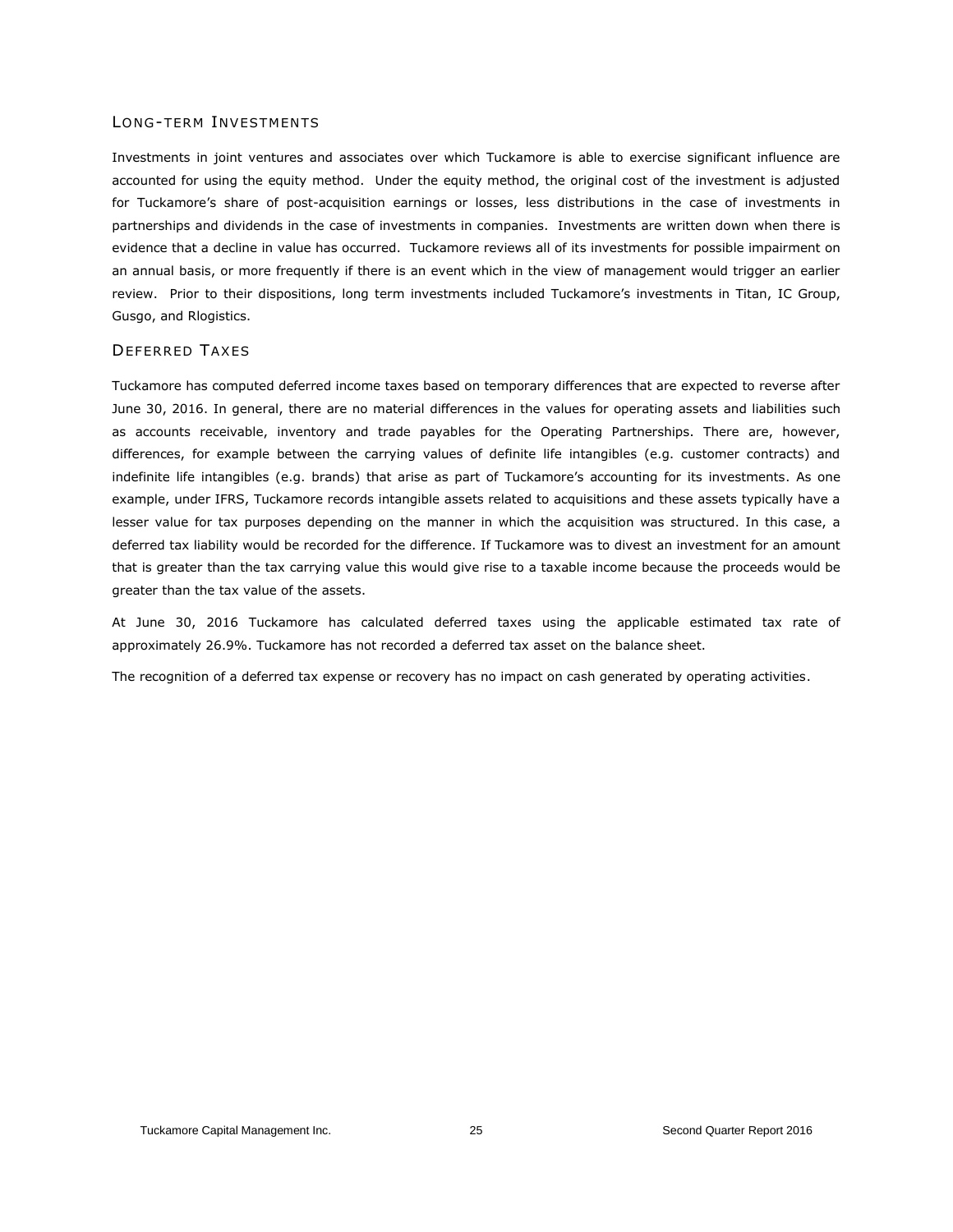## LONG-TERM INVESTMENTS

Investments in joint ventures and associates over which Tuckamore is able to exercise significant influence are accounted for using the equity method. Under the equity method, the original cost of the investment is adjusted for Tuckamore's share of post-acquisition earnings or losses, less distributions in the case of investments in partnerships and dividends in the case of investments in companies. Investments are written down when there is evidence that a decline in value has occurred. Tuckamore reviews all of its investments for possible impairment on an annual basis, or more frequently if there is an event which in the view of management would trigger an earlier review. Prior to their dispositions, long term investments included Tuckamore's investments in Titan, IC Group, Gusgo, and Rlogistics.

## DEFERRED TAXES

Tuckamore has computed deferred income taxes based on temporary differences that are expected to reverse after June 30, 2016. In general, there are no material differences in the values for operating assets and liabilities such as accounts receivable, inventory and trade payables for the Operating Partnerships. There are, however, differences, for example between the carrying values of definite life intangibles (e.g. customer contracts) and indefinite life intangibles (e.g. brands) that arise as part of Tuckamore's accounting for its investments. As one example, under IFRS, Tuckamore records intangible assets related to acquisitions and these assets typically have a lesser value for tax purposes depending on the manner in which the acquisition was structured. In this case, a deferred tax liability would be recorded for the difference. If Tuckamore was to divest an investment for an amount that is greater than the tax carrying value this would give rise to a taxable income because the proceeds would be greater than the tax value of the assets.

At June 30, 2016 Tuckamore has calculated deferred taxes using the applicable estimated tax rate of approximately 26.9%. Tuckamore has not recorded a deferred tax asset on the balance sheet.

The recognition of a deferred tax expense or recovery has no impact on cash generated by operating activities.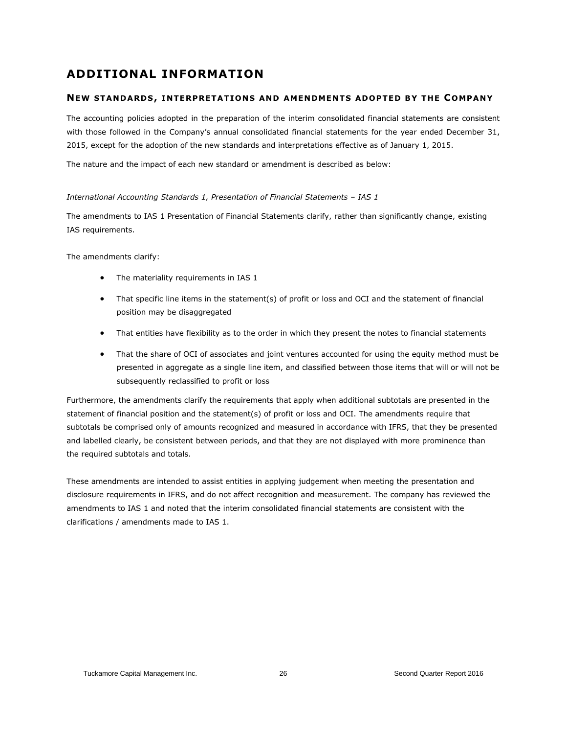# ADDITIONAL INFORMATION

## NEW STANDARDS, INTERPRETATIONS AND AMENDMENTS ADOPTED BY THE COMPANY

The accounting policies adopted in the preparation of the interim consolidated financial statements are consistent with those followed in the Company's annual consolidated financial statements for the year ended December 31, 2015, except for the adoption of the new standards and interpretations effective as of January 1, 2015.

The nature and the impact of each new standard or amendment is described as below:

*International Accounting Standards 1, Presentation of Financial Statements – IAS 1*

The amendments to IAS 1 Presentation of Financial Statements clarify, rather than significantly change, existing IAS requirements.

The amendments clarify:

- The materiality requirements in IAS 1
- That specific line items in the statement(s) of profit or loss and OCI and the statement of financial position may be disaggregated
- That entities have flexibility as to the order in which they present the notes to financial statements
- That the share of OCI of associates and joint ventures accounted for using the equity method must be presented in aggregate as a single line item, and classified between those items that will or will not be subsequently reclassified to profit or loss

Furthermore, the amendments clarify the requirements that apply when additional subtotals are presented in the statement of financial position and the statement(s) of profit or loss and OCI. The amendments require that subtotals be comprised only of amounts recognized and measured in accordance with IFRS, that they be presented and labelled clearly, be consistent between periods, and that they are not displayed with more prominence than the required subtotals and totals.

These amendments are intended to assist entities in applying judgement when meeting the presentation and disclosure requirements in IFRS, and do not affect recognition and measurement. The company has reviewed the amendments to IAS 1 and noted that the interim consolidated financial statements are consistent with the clarifications / amendments made to IAS 1.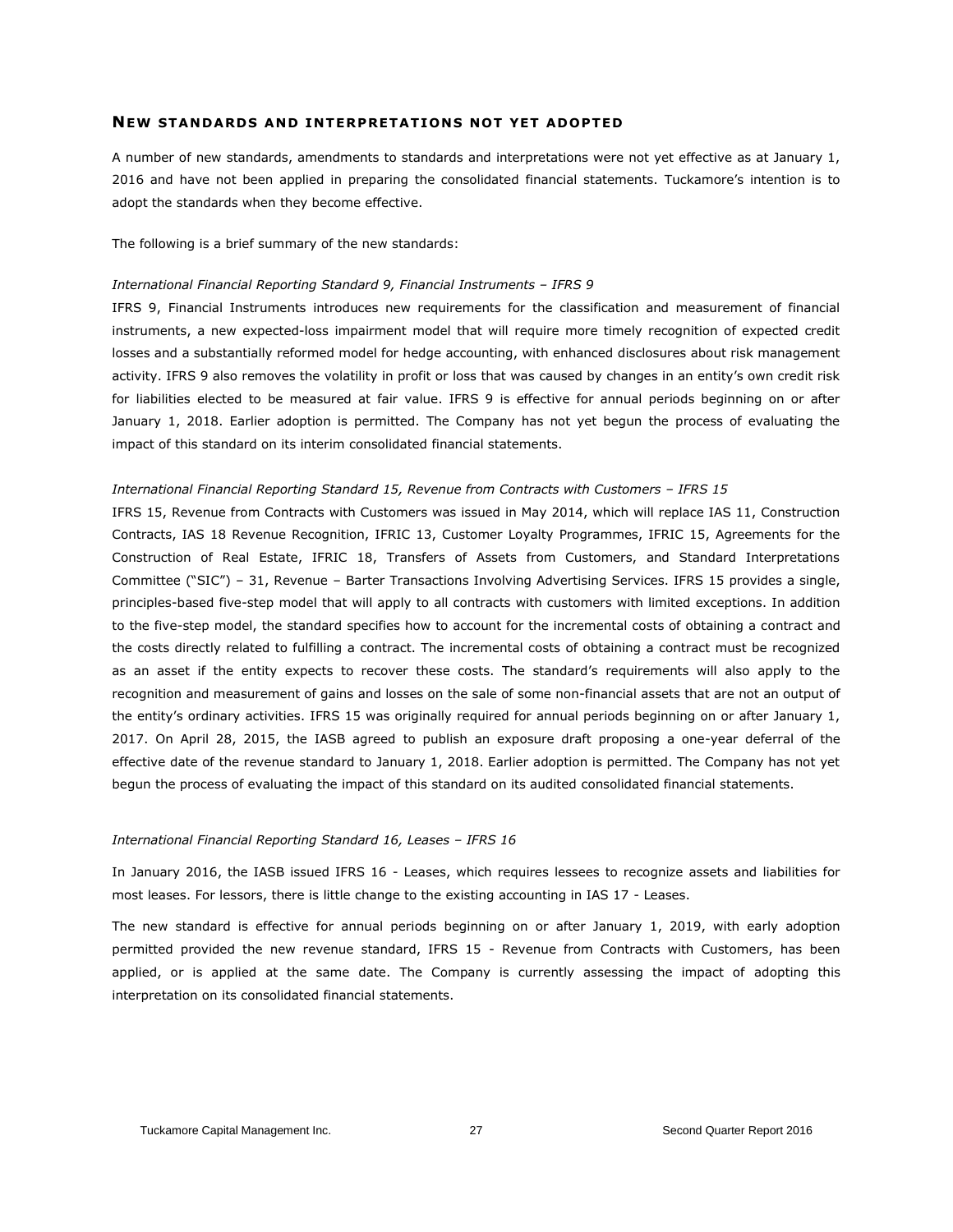## New standards and interpretations not yet adopted

A number of new standards, amendments to standards and interpretations were not yet effective as at January 1, 2016 and have not been applied in preparing the consolidated financial statements. Tuckamore's intention is to adopt the standards when they become effective.

The following is a brief summary of the new standards:

*International Financial Reporting Standard 9, Financial Instruments – IFRS 9*

IFRS 9, Financial Instruments introduces new requirements for the classification and measurement of financial instruments, a new expected-loss impairment model that will require more timely recognition of expected credit losses and a substantially reformed model for hedge accounting, with enhanced disclosures about risk management activity. IFRS 9 also removes the volatility in profit or loss that was caused by changes in an entity's own credit risk for liabilities elected to be measured at fair value. IFRS 9 is effective for annual periods beginning on or after January 1, 2018. Earlier adoption is permitted. The Company has not yet begun the process of evaluating the impact of this standard on its interim consolidated financial statements.

*International Financial Reporting Standard 15, Revenue from Contracts with Customers – IFRS 15*

IFRS 15, Revenue from Contracts with Customers was issued in May 2014, which will replace IAS 11, Construction Contracts, IAS 18 Revenue Recognition, IFRIC 13, Customer Loyalty Programmes, IFRIC 15, Agreements for the Construction of Real Estate, IFRIC 18, Transfers of Assets from Customers, and Standard Interpretations Committee ("SIC") – 31, Revenue – Barter Transactions Involving Advertising Services. IFRS 15 provides a single, principles-based five-step model that will apply to all contracts with customers with limited exceptions. In addition to the five-step model, the standard specifies how to account for the incremental costs of obtaining a contract and the costs directly related to fulfilling a contract. The incremental costs of obtaining a contract must be recognized as an asset if the entity expects to recover these costs. The standard's requirements will also apply to the recognition and measurement of gains and losses on the sale of some non-financial assets that are not an output of the entity's ordinary activities. IFRS 15 was originally required for annual periods beginning on or after January 1, 2017. On April 28, 2015, the IASB agreed to publish an exposure draft proposing a one-year deferral of the effective date of the revenue standard to January 1, 2018. Earlier adoption is permitted. The Company has not yet begun the process of evaluating the impact of this standard on its audited consolidated financial statements.

*International Financial Reporting Standard 16, Leases – IFRS 16*

In January 2016, the IASB issued IFRS 16 - Leases, which requires lessees to recognize assets and liabilities for most leases. For lessors, there is little change to the existing accounting in IAS 17 - Leases.

The new standard is effective for annual periods beginning on or after January 1, 2019, with early adoption permitted provided the new revenue standard, IFRS 15 - Revenue from Contracts with Customers, has been applied, or is applied at the same date. The Company is currently assessing the impact of adopting this interpretation on its consolidated financial statements.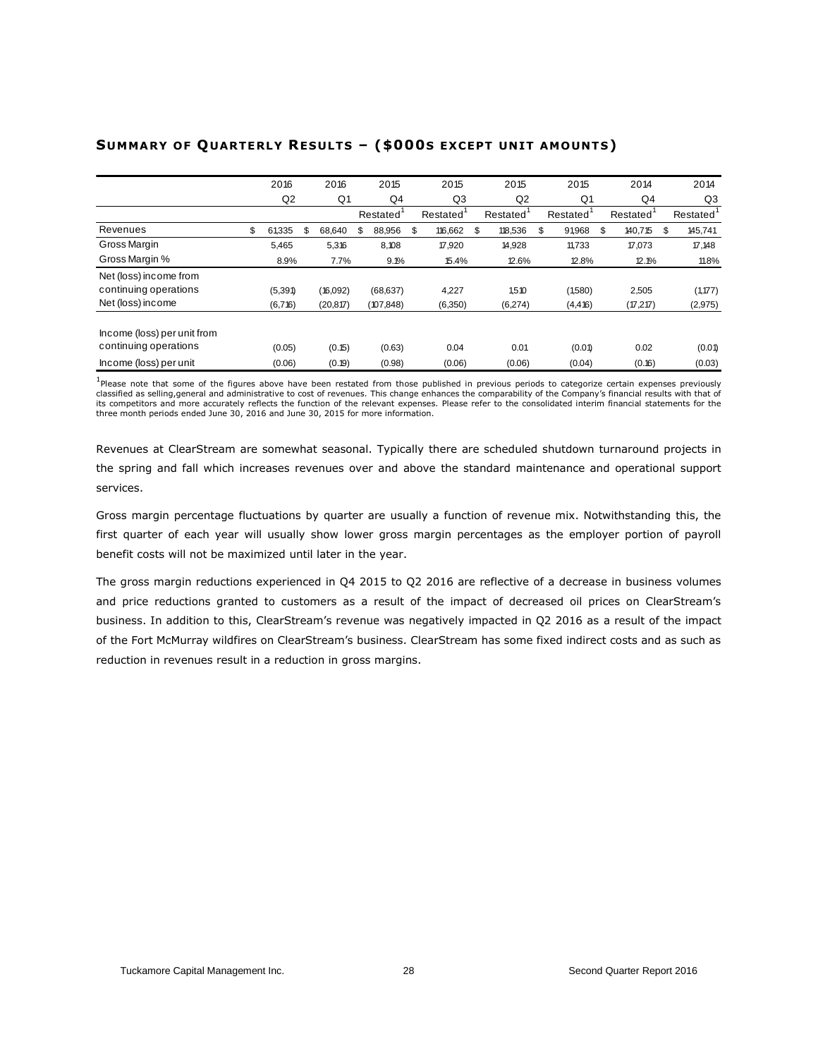## SUMMARY OF QUARTERLY RESULTS – ($000S EXCEPT UNIT AMOUNTS)

| | 2016 | 2016 | 2015 | 2015 | 2015 | 2015 | 2014 | 2014 |
|---|---|---|---|---|---|---|---|---|
| | Q2 | Q1 | Q4 | Q3 | Q2 | Q1 | Q4 | Q3 |
| | | | Restated[1] | Restated[1] | Restated[1] | Restated[1] | Restated[1] | Restated[1] |
| Revenues | $ 61,335 | $ 68,640 | $ 88,956 | $ 116,662 | $ 118,536 | $ 91,968 | $ 140,715 | $ 145,741 |
| Gross Margin | 5,465 | 5,316 | 8,108 | 17,920 | 14,928 | 11,733 | 17,073 | 17,148 |
| Gross Margin % | 8.9% | 7.7% | 9.1% | 15.4% | 12.6% | 12.8% | 12.1% | 11.8% |
| Net (loss) income from continuing operations | (5,391) | (16,092) | (68,637) | 4,227 | 1,510 | (1,580) | 2,505 | (1,177) |
| Net (loss) income | (6,716) | (20,817) | (107,848) | (6,350) | (6,274) | (4,416) | (17,217) | (2,975) |
| Income (loss) per unit from continuing operations | (0.05) | (0.15) | (0.63) | 0.04 | 0.01 | (0.01) | 0.02 | (0.01) |
| Income (loss) per unit | (0.06) | (0.19) | (0.98) | (0.06) | (0.06) | (0.04) | (0.16) | (0.03) |

[1]Please note that some of the figures above have been restated from those published in previous periods to categorize certain expenses previously classified as selling,general and administrative to cost of revenues. This change enhances the comparability of the Company's financial results with that of its competitors and more accurately reflects the function of the relevant expenses. Please refer to the consolidated interim financial statements for the three month periods ended June 30, 2016 and June 30, 2015 for more information.

Revenues at ClearStream are somewhat seasonal. Typically there are scheduled shutdown turnaround projects in the spring and fall which increases revenues over and above the standard maintenance and operational support services.

Gross margin percentage fluctuations by quarter are usually a function of revenue mix. Notwithstanding this, the first quarter of each year will usually show lower gross margin percentages as the employer portion of payroll benefit costs will not be maximized until later in the year.

The gross margin reductions experienced in Q4 2015 to Q2 2016 are reflective of a decrease in business volumes and price reductions granted to customers as a result of the impact of decreased oil prices on ClearStream's business. In addition to this, ClearStream's revenue was negatively impacted in Q2 2016 as a result of the impact of the Fort McMurray wildfires on ClearStream's business. ClearStream has some fixed indirect costs and as such as reduction in revenues result in a reduction in gross margins.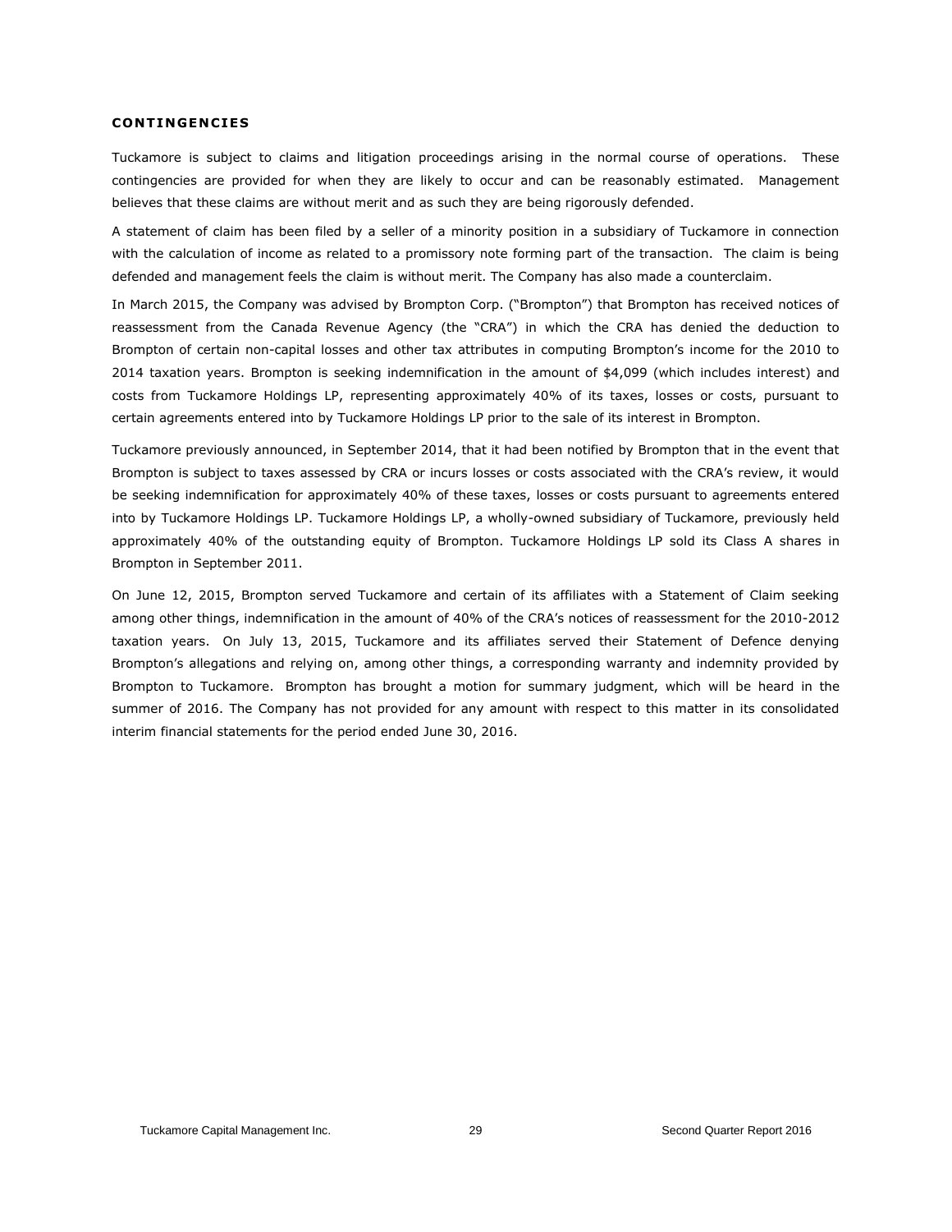## CONTINGENCIES

Tuckamore is subject to claims and litigation proceedings arising in the normal course of operations. These contingencies are provided for when they are likely to occur and can be reasonably estimated. Management believes that these claims are without merit and as such they are being rigorously defended.

A statement of claim has been filed by a seller of a minority position in a subsidiary of Tuckamore in connection with the calculation of income as related to a promissory note forming part of the transaction. The claim is being defended and management feels the claim is without merit. The Company has also made a counterclaim.

In March 2015, the Company was advised by Brompton Corp. ("Brompton") that Brompton has received notices of reassessment from the Canada Revenue Agency (the "CRA") in which the CRA has denied the deduction to Brompton of certain non-capital losses and other tax attributes in computing Brompton's income for the 2010 to 2014 taxation years. Brompton is seeking indemnification in the amount of $4,099 (which includes interest) and costs from Tuckamore Holdings LP, representing approximately 40% of its taxes, losses or costs, pursuant to certain agreements entered into by Tuckamore Holdings LP prior to the sale of its interest in Brompton.

Tuckamore previously announced, in September 2014, that it had been notified by Brompton that in the event that Brompton is subject to taxes assessed by CRA or incurs losses or costs associated with the CRA's review, it would be seeking indemnification for approximately 40% of these taxes, losses or costs pursuant to agreements entered into by Tuckamore Holdings LP. Tuckamore Holdings LP, a wholly-owned subsidiary of Tuckamore, previously held approximately 40% of the outstanding equity of Brompton. Tuckamore Holdings LP sold its Class A shares in Brompton in September 2011.

On June 12, 2015, Brompton served Tuckamore and certain of its affiliates with a Statement of Claim seeking among other things, indemnification in the amount of 40% of the CRA's notices of reassessment for the 2010-2012 taxation years. On July 13, 2015, Tuckamore and its affiliates served their Statement of Defence denying Brompton's allegations and relying on, among other things, a corresponding warranty and indemnity provided by Brompton to Tuckamore. Brompton has brought a motion for summary judgment, which will be heard in the summer of 2016. The Company has not provided for any amount with respect to this matter in its consolidated interim financial statements for the period ended June 30, 2016.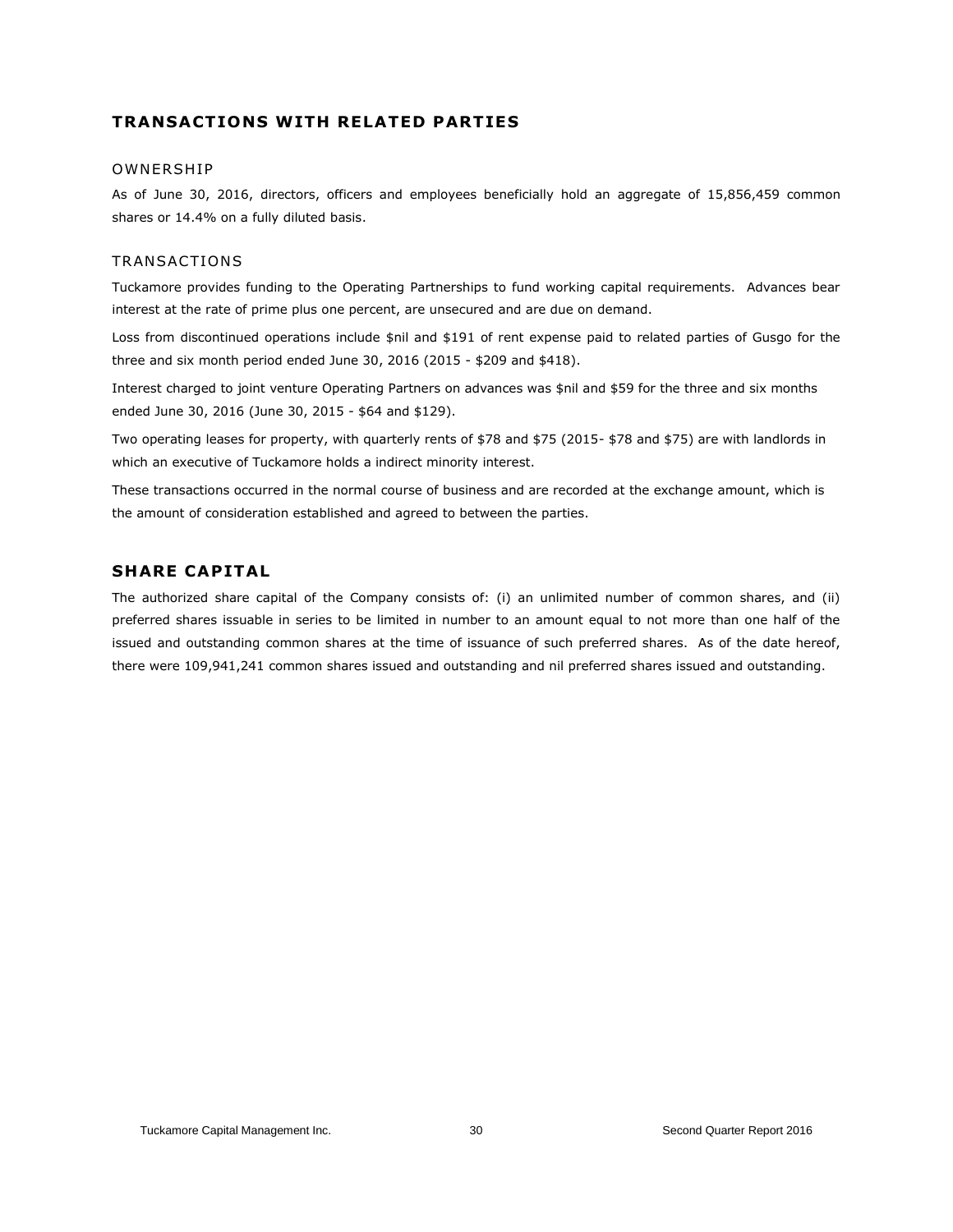## TRANSACTIONS WITH RELATED PARTIES

### OWNERSHIP

As of June 30, 2016, directors, officers and employees beneficially hold an aggregate of 15,856,459 common shares or 14.4% on a fully diluted basis.

### TRANSACTIONS

Tuckamore provides funding to the Operating Partnerships to fund working capital requirements. Advances bear interest at the rate of prime plus one percent, are unsecured and are due on demand.

Loss from discontinued operations include $nil and $191 of rent expense paid to related parties of Gusgo for the three and six month period ended June 30, 2016 (2015 - $209 and $418).

Interest charged to joint venture Operating Partners on advances was $nil and $59 for the three and six months ended June 30, 2016 (June 30, 2015 - $64 and $129).

Two operating leases for property, with quarterly rents of $78 and $75 (2015- $78 and $75) are with landlords in which an executive of Tuckamore holds a indirect minority interest.

These transactions occurred in the normal course of business and are recorded at the exchange amount, which is the amount of consideration established and agreed to between the parties.

## SHARE CAPITAL

The authorized share capital of the Company consists of: (i) an unlimited number of common shares, and (ii) preferred shares issuable in series to be limited in number to an amount equal to not more than one half of the issued and outstanding common shares at the time of issuance of such preferred shares. As of the date hereof, there were 109,941,241 common shares issued and outstanding and nil preferred shares issued and outstanding.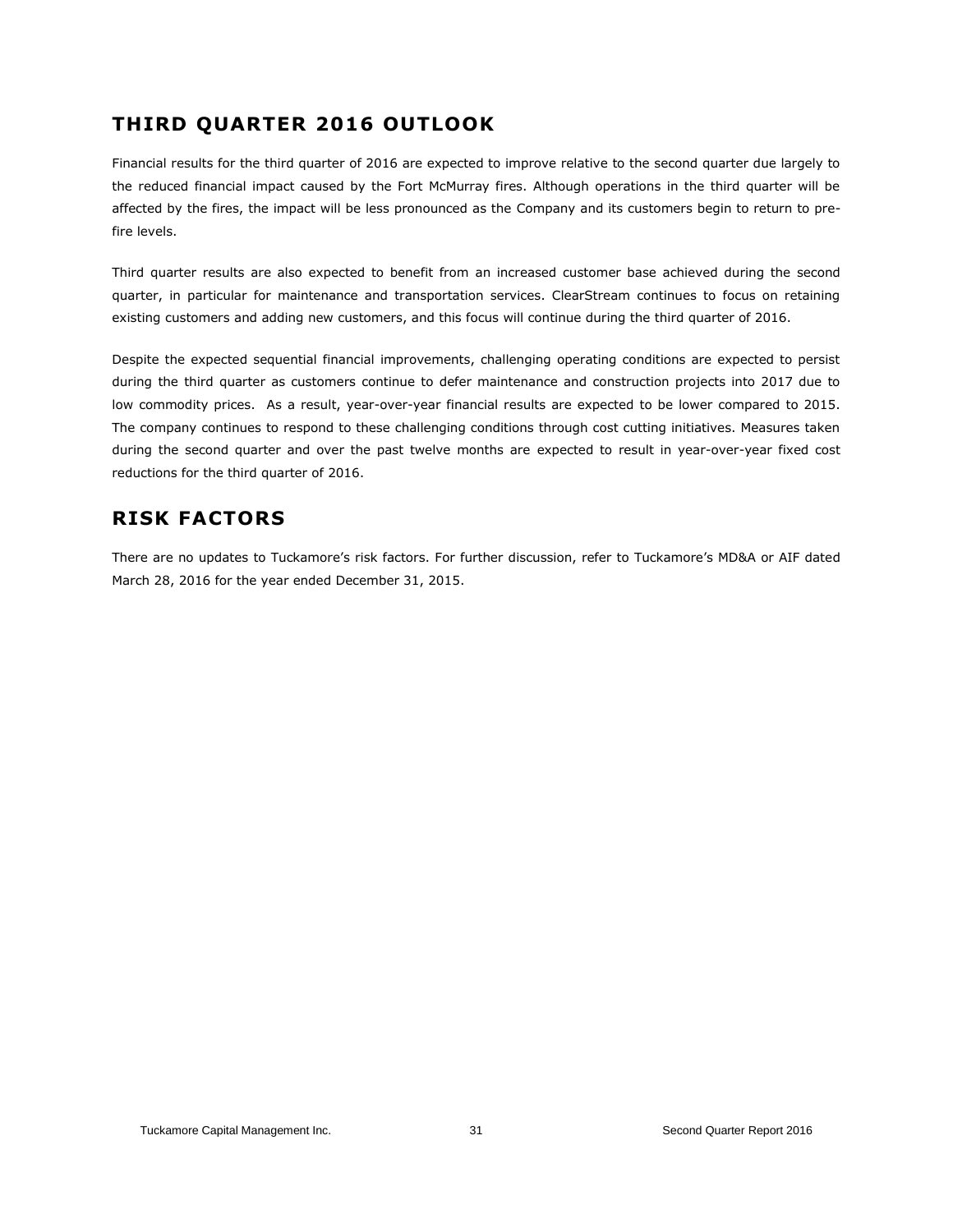## THIRD QUARTER 2016 OUTLOOK

Financial results for the third quarter of 2016 are expected to improve relative to the second quarter due largely to the reduced financial impact caused by the Fort McMurray fires. Although operations in the third quarter will be affected by the fires, the impact will be less pronounced as the Company and its customers begin to return to pre-fire levels.

Third quarter results are also expected to benefit from an increased customer base achieved during the second quarter, in particular for maintenance and transportation services. ClearStream continues to focus on retaining existing customers and adding new customers, and this focus will continue during the third quarter of 2016.

Despite the expected sequential financial improvements, challenging operating conditions are expected to persist during the third quarter as customers continue to defer maintenance and construction projects into 2017 due to low commodity prices. As a result, year-over-year financial results are expected to be lower compared to 2015. The company continues to respond to these challenging conditions through cost cutting initiatives. Measures taken during the second quarter and over the past twelve months are expected to result in year-over-year fixed cost reductions for the third quarter of 2016.

## RISK FACTORS

There are no updates to Tuckamore's risk factors. For further discussion, refer to Tuckamore's MD&A or AIF dated March 28, 2016 for the year ended December 31, 2015.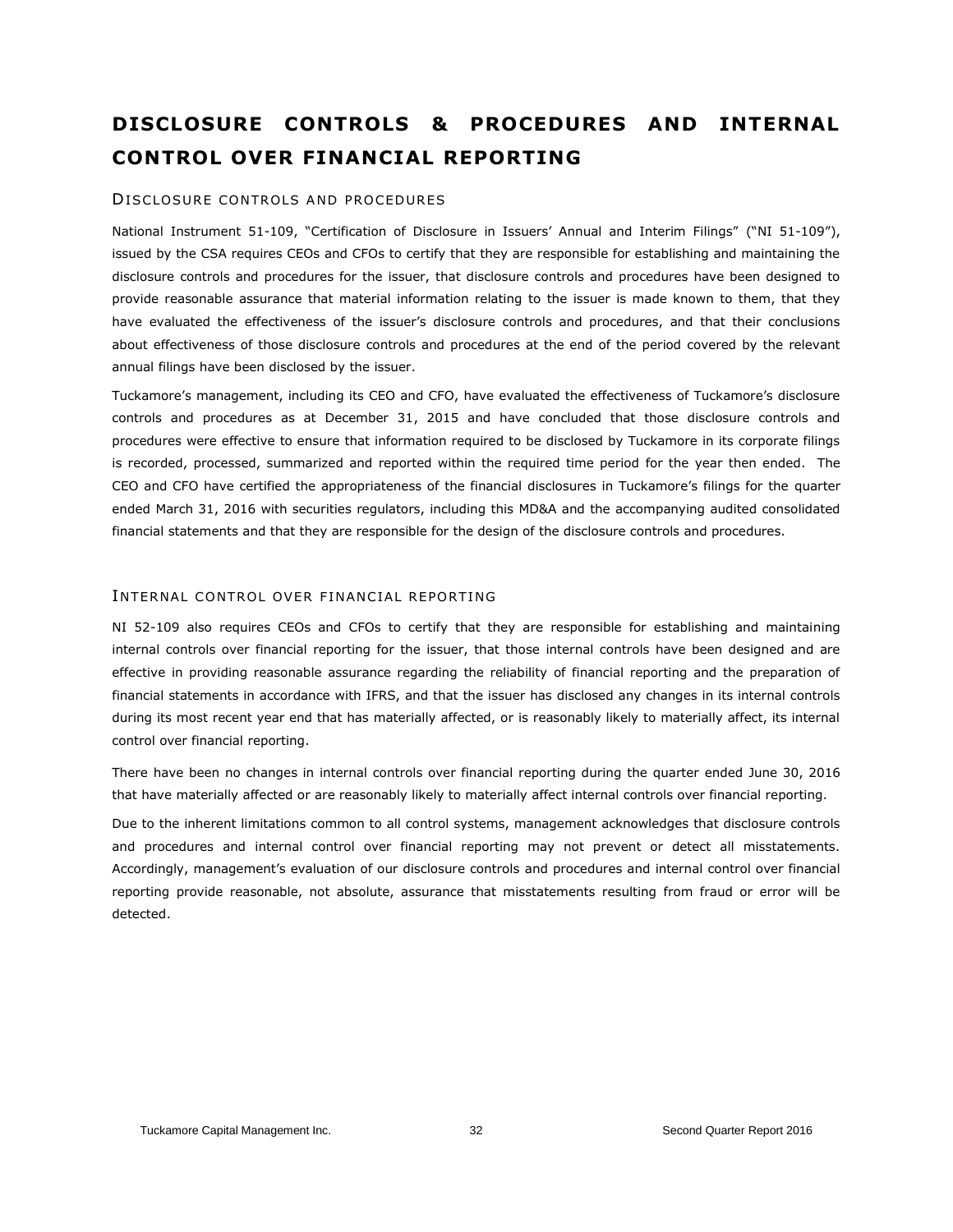# DISCLOSURE CONTROLS & PROCEDURES AND INTERNAL CONTROL OVER FINANCIAL REPORTING

## DISCLOSURE CONTROLS AND PROCEDURES

National Instrument 51-109, "Certification of Disclosure in Issuers' Annual and Interim Filings" ("NI 51-109"), issued by the CSA requires CEOs and CFOs to certify that they are responsible for establishing and maintaining the disclosure controls and procedures for the issuer, that disclosure controls and procedures have been designed to provide reasonable assurance that material information relating to the issuer is made known to them, that they have evaluated the effectiveness of the issuer's disclosure controls and procedures, and that their conclusions about effectiveness of those disclosure controls and procedures at the end of the period covered by the relevant annual filings have been disclosed by the issuer.

Tuckamore's management, including its CEO and CFO, have evaluated the effectiveness of Tuckamore's disclosure controls and procedures as at December 31, 2015 and have concluded that those disclosure controls and procedures were effective to ensure that information required to be disclosed by Tuckamore in its corporate filings is recorded, processed, summarized and reported within the required time period for the year then ended. The CEO and CFO have certified the appropriateness of the financial disclosures in Tuckamore's filings for the quarter ended March 31, 2016 with securities regulators, including this MD&A and the accompanying audited consolidated financial statements and that they are responsible for the design of the disclosure controls and procedures.

## INTERNAL CONTROL OVER FINANCIAL REPORTING

NI 52-109 also requires CEOs and CFOs to certify that they are responsible for establishing and maintaining internal controls over financial reporting for the issuer, that those internal controls have been designed and are effective in providing reasonable assurance regarding the reliability of financial reporting and the preparation of financial statements in accordance with IFRS, and that the issuer has disclosed any changes in its internal controls during its most recent year end that has materially affected, or is reasonably likely to materially affect, its internal control over financial reporting.

There have been no changes in internal controls over financial reporting during the quarter ended June 30, 2016 that have materially affected or are reasonably likely to materially affect internal controls over financial reporting.

Due to the inherent limitations common to all control systems, management acknowledges that disclosure controls and procedures and internal control over financial reporting may not prevent or detect all misstatements. Accordingly, management's evaluation of our disclosure controls and procedures and internal control over financial reporting provide reasonable, not absolute, assurance that misstatements resulting from fraud or error will be detected.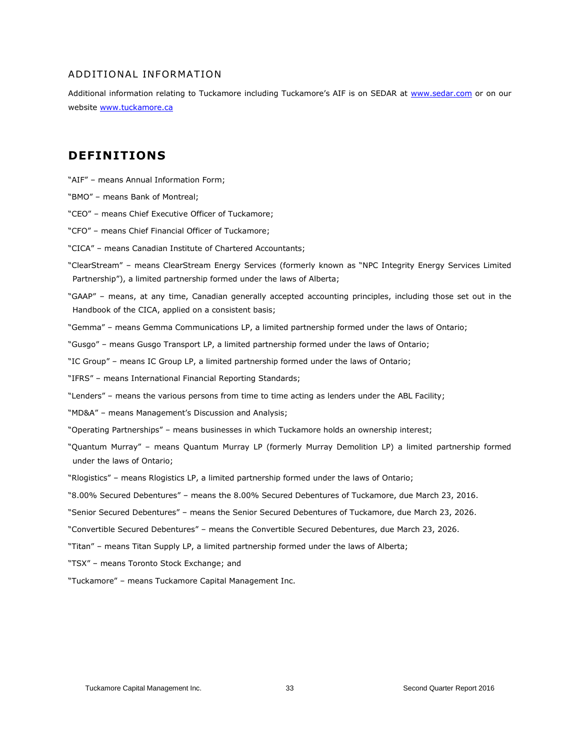## ADDITIONAL INFORMATION

Additional information relating to Tuckamore including Tuckamore's AIF is on SEDAR at www.sedar.com or on our website www.tuckamore.ca

# DEFINITIONS

"AIF" – means Annual Information Form;

"BMO" – means Bank of Montreal;

"CEO" – means Chief Executive Officer of Tuckamore;

"CFO" – means Chief Financial Officer of Tuckamore;

"CICA" – means Canadian Institute of Chartered Accountants;

"ClearStream" – means ClearStream Energy Services (formerly known as "NPC Integrity Energy Services Limited Partnership"), a limited partnership formed under the laws of Alberta;

"GAAP" – means, at any time, Canadian generally accepted accounting principles, including those set out in the Handbook of the CICA, applied on a consistent basis;

"Gemma" – means Gemma Communications LP, a limited partnership formed under the laws of Ontario;

"Gusgo" – means Gusgo Transport LP, a limited partnership formed under the laws of Ontario;

"IC Group" – means IC Group LP, a limited partnership formed under the laws of Ontario;

"IFRS" – means International Financial Reporting Standards;

"Lenders" – means the various persons from time to time acting as lenders under the ABL Facility;

"MD&A" – means Management's Discussion and Analysis;

"Operating Partnerships" – means businesses in which Tuckamore holds an ownership interest;

"Quantum Murray" – means Quantum Murray LP (formerly Murray Demolition LP) a limited partnership formed under the laws of Ontario;

"Rlogistics" – means Rlogistics LP, a limited partnership formed under the laws of Ontario;

"8.00% Secured Debentures" – means the 8.00% Secured Debentures of Tuckamore, due March 23, 2016.

"Senior Secured Debentures" – means the Senior Secured Debentures of Tuckamore, due March 23, 2026.

"Convertible Secured Debentures" – means the Convertible Secured Debentures, due March 23, 2026.

"Titan" – means Titan Supply LP, a limited partnership formed under the laws of Alberta;

"TSX" – means Toronto Stock Exchange; and

"Tuckamore" – means Tuckamore Capital Management Inc.